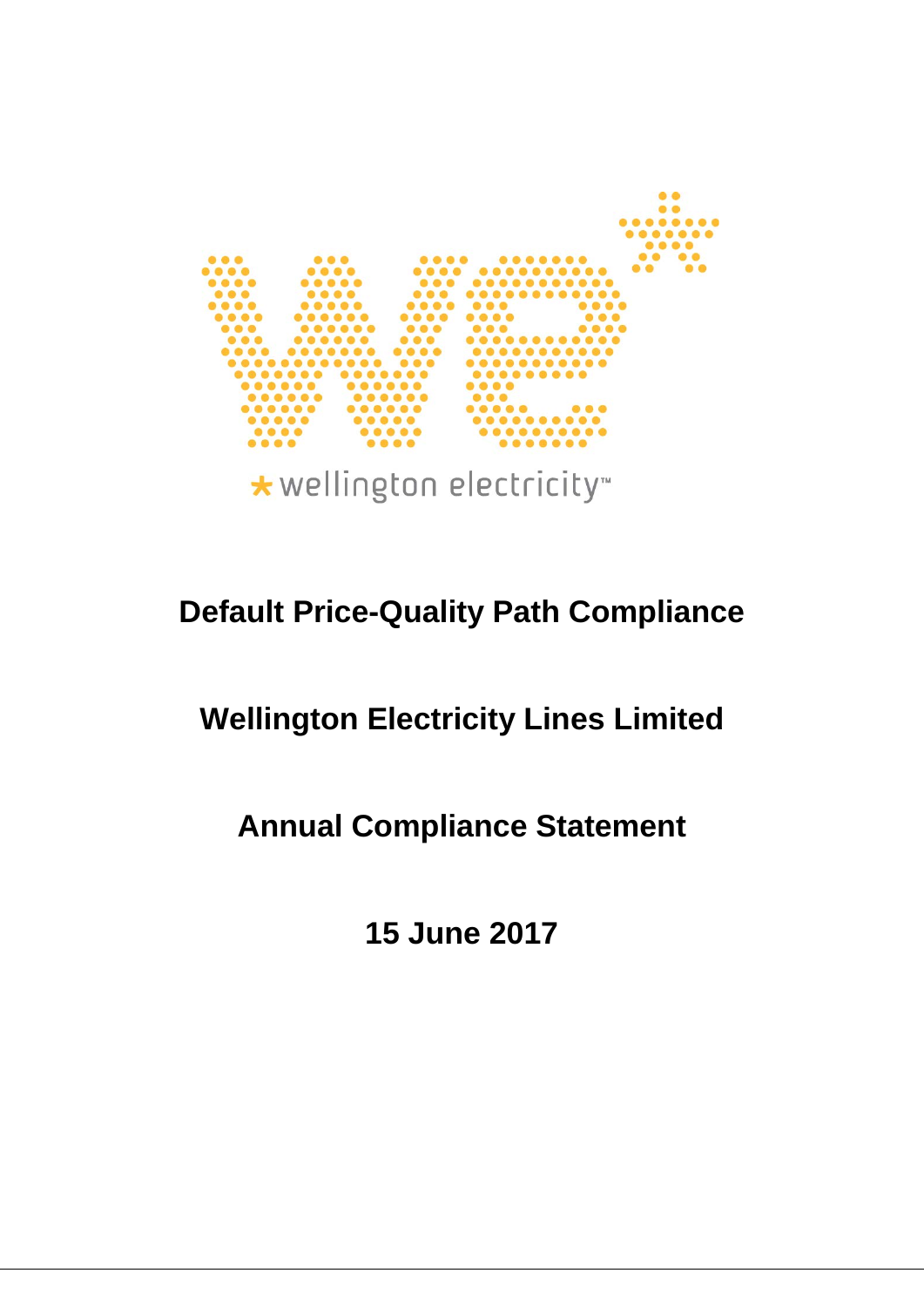wellington electricity™

# Default Price-Quality Path Compliance

# Wellington Electricity Lines Limited

# Annual Compliance Statement

# 15 June 2017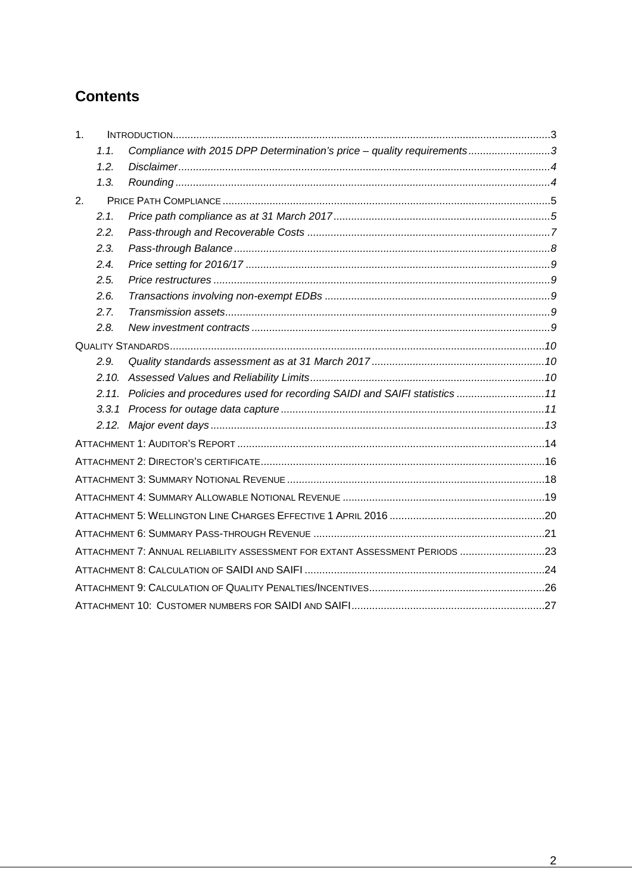# Contents

1. INTRODUCTION ... 3
   - 1.1. *Compliance with 2015 DPP Determination's price – quality requirements* ... 3
   - 1.2. *Disclaimer* ... 4
   - 1.3. *Rounding* ... 4
2. PRICE PATH COMPLIANCE ... 5
   - 2.1. *Price path compliance as at 31 March 2017* ... 5
   - 2.2. *Pass-through and Recoverable Costs* ... 7
   - 2.3. *Pass-through Balance* ... 8
   - 2.4. *Price setting for 2016/17* ... 9
   - 2.5. *Price restructures* ... 9
   - 2.6. *Transactions involving non-exempt EDBs* ... 9
   - 2.7. *Transmission assets* ... 9
   - 2.8. *New investment contracts* ... 9

QUALITY STANDARDS ... 10
   - 2.9. *Quality standards assessment as at 31 March 2017* ... 10
   - 2.10. *Assessed Values and Reliability Limits* ... 10
   - 2.11. *Policies and procedures used for recording SAIDI and SAIFI statistics* ... 11
   - 3.3.1 *Process for outage data capture* ... 11
   - 2.12. *Major event days* ... 13

ATTACHMENT 1: AUDITOR'S REPORT ... 14

ATTACHMENT 2: DIRECTOR'S CERTIFICATE ... 16

ATTACHMENT 3: SUMMARY NOTIONAL REVENUE ... 18

ATTACHMENT 4: SUMMARY ALLOWABLE NOTIONAL REVENUE ... 19

ATTACHMENT 5: WELLINGTON LINE CHARGES EFFECTIVE 1 APRIL 2016 ... 20

ATTACHMENT 6: SUMMARY PASS-THROUGH REVENUE ... 21

ATTACHMENT 7: ANNUAL RELIABILITY ASSESSMENT FOR EXTANT ASSESSMENT PERIODS ... 23

ATTACHMENT 8: CALCULATION OF SAIDI AND SAIFI ... 24

ATTACHMENT 9: CALCULATION OF QUALITY PENALTIES/INCENTIVES ... 26

ATTACHMENT 10: CUSTOMER NUMBERS FOR SAIDI AND SAIFI ... 27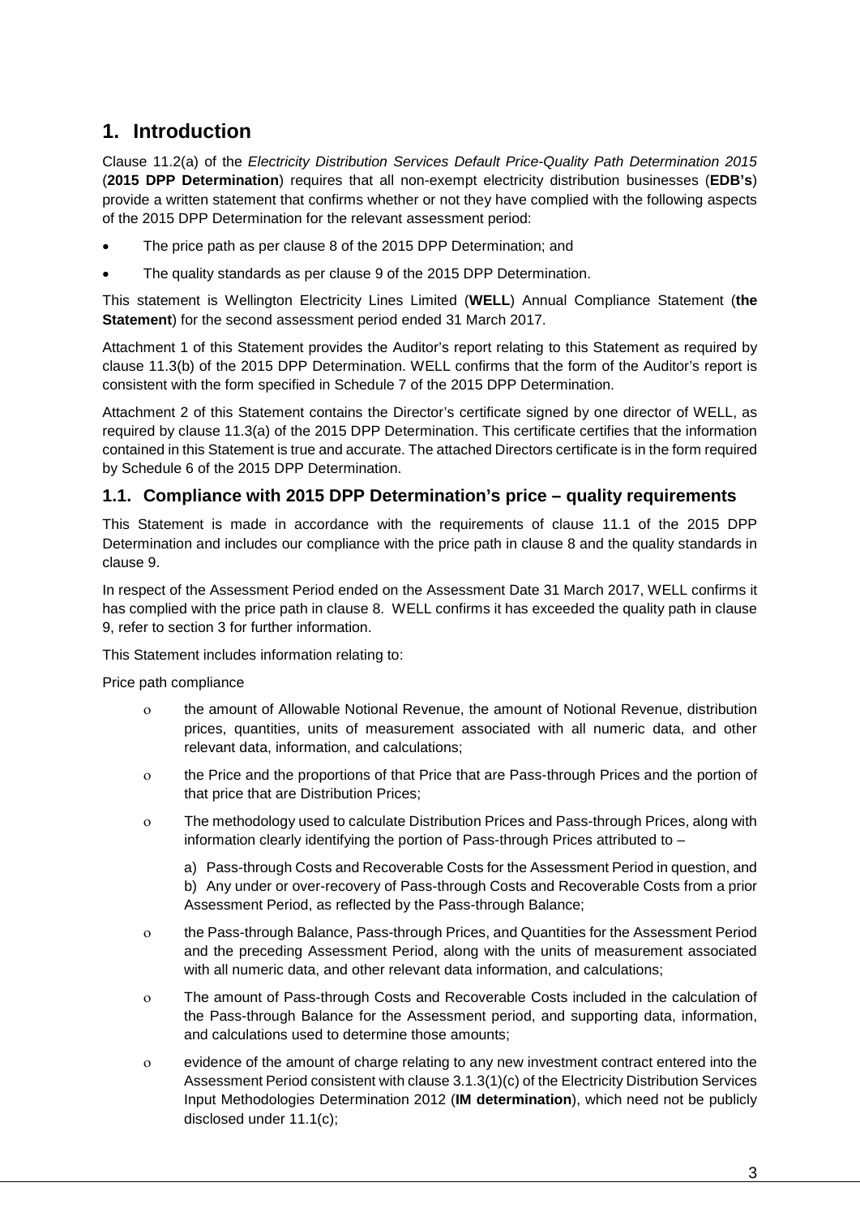# 1. Introduction

Clause 11.2(a) of the *Electricity Distribution Services Default Price-Quality Path Determination 2015* (**2015 DPP Determination**) requires that all non-exempt electricity distribution businesses (**EDB's**) provide a written statement that confirms whether or not they have complied with the following aspects of the 2015 DPP Determination for the relevant assessment period:

- The price path as per clause 8 of the 2015 DPP Determination; and
- The quality standards as per clause 9 of the 2015 DPP Determination.

This statement is Wellington Electricity Lines Limited (**WELL**) Annual Compliance Statement (**the Statement**) for the second assessment period ended 31 March 2017.

Attachment 1 of this Statement provides the Auditor's report relating to this Statement as required by clause 11.3(b) of the 2015 DPP Determination. WELL confirms that the form of the Auditor's report is consistent with the form specified in Schedule 7 of the 2015 DPP Determination.

Attachment 2 of this Statement contains the Director's certificate signed by one director of WELL, as required by clause 11.3(a) of the 2015 DPP Determination. This certificate certifies that the information contained in this Statement is true and accurate. The attached Directors certificate is in the form required by Schedule 6 of the 2015 DPP Determination.

## 1.1. Compliance with 2015 DPP Determination's price – quality requirements

This Statement is made in accordance with the requirements of clause 11.1 of the 2015 DPP Determination and includes our compliance with the price path in clause 8 and the quality standards in clause 9.

In respect of the Assessment Period ended on the Assessment Date 31 March 2017, WELL confirms it has complied with the price path in clause 8. WELL confirms it has exceeded the quality path in clause 9, refer to section 3 for further information.

This Statement includes information relating to:

Price path compliance

- the amount of Allowable Notional Revenue, the amount of Notional Revenue, distribution prices, quantities, units of measurement associated with all numeric data, and other relevant data, information, and calculations;
- the Price and the proportions of that Price that are Pass-through Prices and the portion of that price that are Distribution Prices;
- The methodology used to calculate Distribution Prices and Pass-through Prices, along with information clearly identifying the portion of Pass-through Prices attributed to –

  a) Pass-through Costs and Recoverable Costs for the Assessment Period in question, and
  b) Any under or over-recovery of Pass-through Costs and Recoverable Costs from a prior Assessment Period, as reflected by the Pass-through Balance;
- the Pass-through Balance, Pass-through Prices, and Quantities for the Assessment Period and the preceding Assessment Period, along with the units of measurement associated with all numeric data, and other relevant data information, and calculations;
- The amount of Pass-through Costs and Recoverable Costs included in the calculation of the Pass-through Balance for the Assessment period, and supporting data, information, and calculations used to determine those amounts;
- evidence of the amount of charge relating to any new investment contract entered into the Assessment Period consistent with clause 3.1.3(1)(c) of the Electricity Distribution Services Input Methodologies Determination 2012 (**IM determination**), which need not be publicly disclosed under 11.1(c);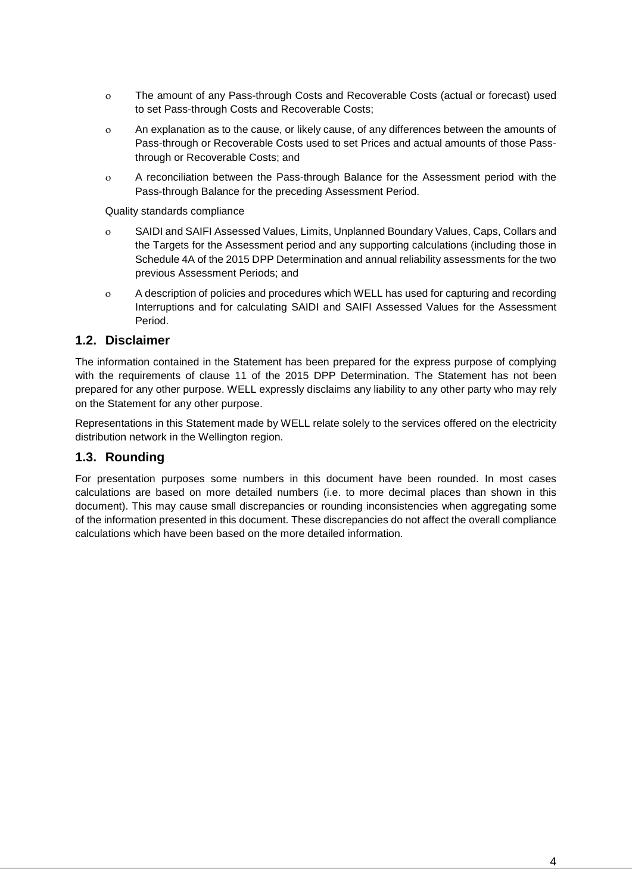- The amount of any Pass-through Costs and Recoverable Costs (actual or forecast) used to set Pass-through Costs and Recoverable Costs;
- An explanation as to the cause, or likely cause, of any differences between the amounts of Pass-through or Recoverable Costs used to set Prices and actual amounts of those Pass-through or Recoverable Costs; and
- A reconciliation between the Pass-through Balance for the Assessment period with the Pass-through Balance for the preceding Assessment Period.

Quality standards compliance

- SAIDI and SAIFI Assessed Values, Limits, Unplanned Boundary Values, Caps, Collars and the Targets for the Assessment period and any supporting calculations (including those in Schedule 4A of the 2015 DPP Determination and annual reliability assessments for the two previous Assessment Periods; and
- A description of policies and procedures which WELL has used for capturing and recording Interruptions and for calculating SAIDI and SAIFI Assessed Values for the Assessment Period.

## 1.2. Disclaimer

The information contained in the Statement has been prepared for the express purpose of complying with the requirements of clause 11 of the 2015 DPP Determination. The Statement has not been prepared for any other purpose. WELL expressly disclaims any liability to any other party who may rely on the Statement for any other purpose.

Representations in this Statement made by WELL relate solely to the services offered on the electricity distribution network in the Wellington region.

## 1.3. Rounding

For presentation purposes some numbers in this document have been rounded. In most cases calculations are based on more detailed numbers (i.e. to more decimal places than shown in this document). This may cause small discrepancies or rounding inconsistencies when aggregating some of the information presented in this document. These discrepancies do not affect the overall compliance calculations which have been based on the more detailed information.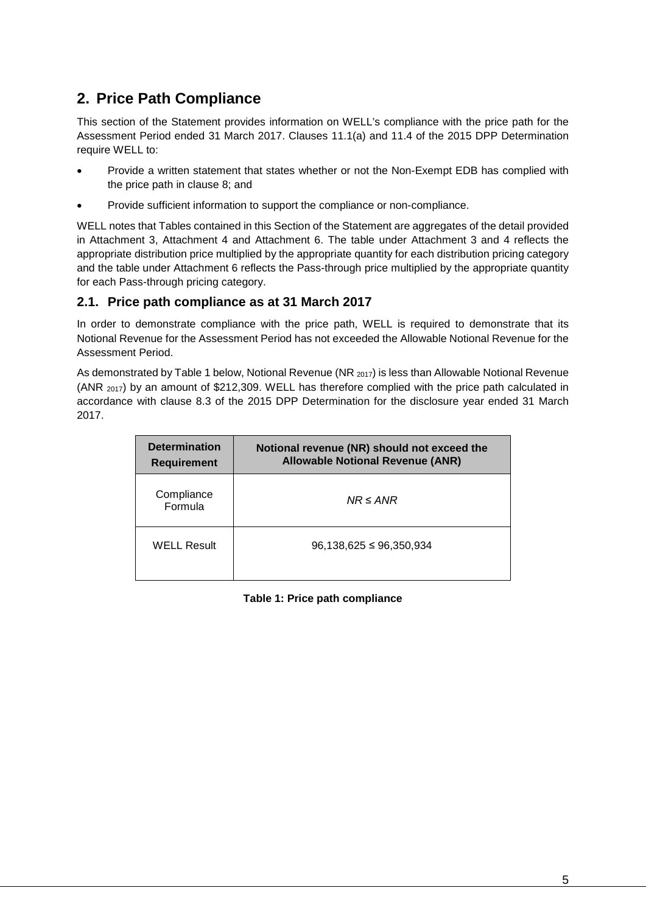## 2. Price Path Compliance

This section of the Statement provides information on WELL's compliance with the price path for the Assessment Period ended 31 March 2017. Clauses 11.1(a) and 11.4 of the 2015 DPP Determination require WELL to:

- Provide a written statement that states whether or not the Non-Exempt EDB has complied with the price path in clause 8; and
- Provide sufficient information to support the compliance or non-compliance.

WELL notes that Tables contained in this Section of the Statement are aggregates of the detail provided in Attachment 3, Attachment 4 and Attachment 6. The table under Attachment 3 and 4 reflects the appropriate distribution price multiplied by the appropriate quantity for each distribution pricing category and the table under Attachment 6 reflects the Pass-through price multiplied by the appropriate quantity for each Pass-through pricing category.

### 2.1. Price path compliance as at 31 March 2017

In order to demonstrate compliance with the price path, WELL is required to demonstrate that its Notional Revenue for the Assessment Period has not exceeded the Allowable Notional Revenue for the Assessment Period.

As demonstrated by Table 1 below, Notional Revenue ($NR_{2017}$) is less than Allowable Notional Revenue ($ANR_{2017}$) by an amount of $212,309. WELL has therefore complied with the price path calculated in accordance with clause 8.3 of the 2015 DPP Determination for the disclosure year ended 31 March 2017.

| Determination Requirement | Notional revenue (NR) should not exceed the Allowable Notional Revenue (ANR) |
|---|---|
| Compliance Formula | $NR \leq ANR$ |
| WELL Result | 96,138,625 ≤ 96,350,934 |

**Table 1: Price path compliance**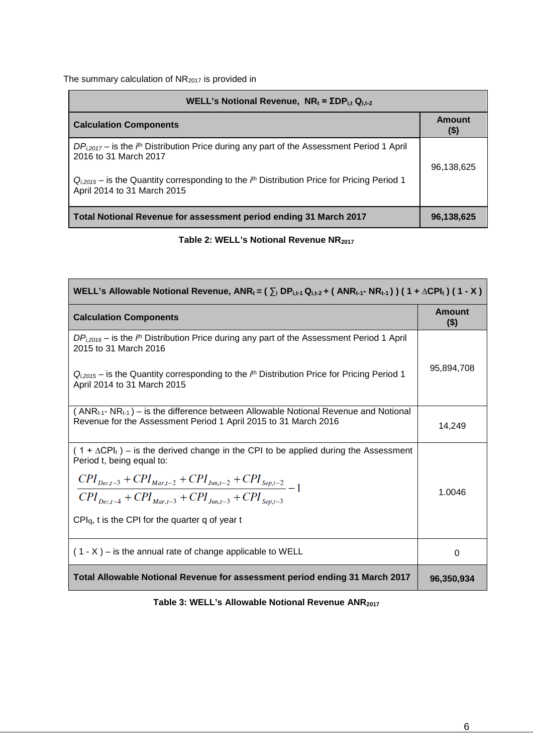The summary calculation of $NR_{2017}$ is provided in

| WELL's Notional Revenue, $NR_t = \Sigma DP_{i,t} Q_{i,t-2}$ | |
|---|---|
| **Calculation Components** | **Amount ($)** |
| $DP_{i,2017}$ – is the $i^{th}$ Distribution Price during any part of the Assessment Period 1 April 2016 to 31 March 2017<br><br>$Q_{i,2015}$ – is the Quantity corresponding to the $i^{th}$ Distribution Price for Pricing Period 1 April 2014 to 31 March 2015 | 96,138,625 |
| **Total Notional Revenue for assessment period ending 31 March 2017** | **96,138,625** |

**Table 2: WELL's Notional Revenue $NR_{2017}$**

| WELL's Allowable Notional Revenue, $ANR_t = ( \sum_i DP_{i,t-1} Q_{i,t-2} + ( ANR_{t-1} - NR_{t-1} ) ) ( 1 + \Delta CPI_t ) ( 1 - X )$ | |
|---|---|
| **Calculation Components** | **Amount ($)** |
| $DP_{i,2016}$ – is the $i^{th}$ Distribution Price during any part of the Assessment Period 1 April 2015 to 31 March 2016<br><br>$Q_{i,2015}$ – is the Quantity corresponding to the $i^{th}$ Distribution Price for Pricing Period 1 April 2014 to 31 March 2015 | 95,894,708 |
| $( ANR_{t-1} - NR_{t-1} )$ – is the difference between Allowable Notional Revenue and Notional Revenue for the Assessment Period 1 April 2015 to 31 March 2016 | 14,249 |
| $( 1 + \Delta CPI_t )$ – is the derived change in the CPI to be applied during the Assessment Period t, being equal to:<br><br>$\frac{CPI_{Dec,t-3} + CPI_{Mar,t-2} + CPI_{Jun,t-2} + CPI_{Sep,t-2}}{CPI_{Dec,t-4} + CPI_{Mar,t-3} + CPI_{Jun,t-3} + CPI_{Sep,t-3}} - 1$<br><br>$CPI_{q,t}$ is the CPI for the quarter q of year t | 1.0046 |
| $( 1 - X )$ – is the annual rate of change applicable to WELL | 0 |
| **Total Allowable Notional Revenue for assessment period ending 31 March 2017** | **96,350,934** |

**Table 3: WELL's Allowable Notional Revenue $ANR_{2017}$**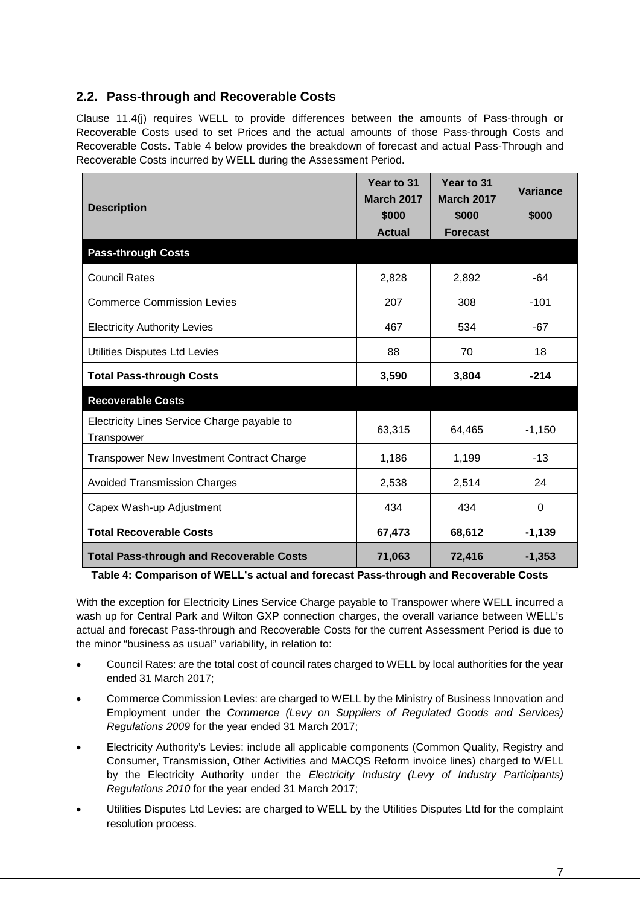## 2.2. Pass-through and Recoverable Costs

Clause 11.4(j) requires WELL to provide differences between the amounts of Pass-through or Recoverable Costs used to set Prices and the actual amounts of those Pass-through Costs and Recoverable Costs. Table 4 below provides the breakdown of forecast and actual Pass-Through and Recoverable Costs incurred by WELL during the Assessment Period.

| Description | Year to 31 March 2017 $000 Actual | Year to 31 March 2017 $000 Forecast | Variance $000 |
|---|---|---|---|
| **Pass-through Costs** | | | |
| Council Rates | 2,828 | 2,892 | -64 |
| Commerce Commission Levies | 207 | 308 | -101 |
| Electricity Authority Levies | 467 | 534 | -67 |
| Utilities Disputes Ltd Levies | 88 | 70 | 18 |
| **Total Pass-through Costs** | **3,590** | **3,804** | **-214** |
| **Recoverable Costs** | | | |
| Electricity Lines Service Charge payable to Transpower | 63,315 | 64,465 | -1,150 |
| Transpower New Investment Contract Charge | 1,186 | 1,199 | -13 |
| Avoided Transmission Charges | 2,538 | 2,514 | 24 |
| Capex Wash-up Adjustment | 434 | 434 | 0 |
| **Total Recoverable Costs** | **67,473** | **68,612** | **-1,139** |
| **Total Pass-through and Recoverable Costs** | **71,063** | **72,416** | **-1,353** |

**Table 4: Comparison of WELL's actual and forecast Pass-through and Recoverable Costs**

With the exception for Electricity Lines Service Charge payable to Transpower where WELL incurred a wash up for Central Park and Wilton GXP connection charges, the overall variance between WELL's actual and forecast Pass-through and Recoverable Costs for the current Assessment Period is due to the minor "business as usual" variability, in relation to:

- Council Rates: are the total cost of council rates charged to WELL by local authorities for the year ended 31 March 2017;
- Commerce Commission Levies: are charged to WELL by the Ministry of Business Innovation and Employment under the *Commerce (Levy on Suppliers of Regulated Goods and Services) Regulations 2009* for the year ended 31 March 2017;
- Electricity Authority's Levies: include all applicable components (Common Quality, Registry and Consumer, Transmission, Other Activities and MACQS Reform invoice lines) charged to WELL by the Electricity Authority under the *Electricity Industry (Levy of Industry Participants) Regulations 2010* for the year ended 31 March 2017;
- Utilities Disputes Ltd Levies: are charged to WELL by the Utilities Disputes Ltd for the complaint resolution process.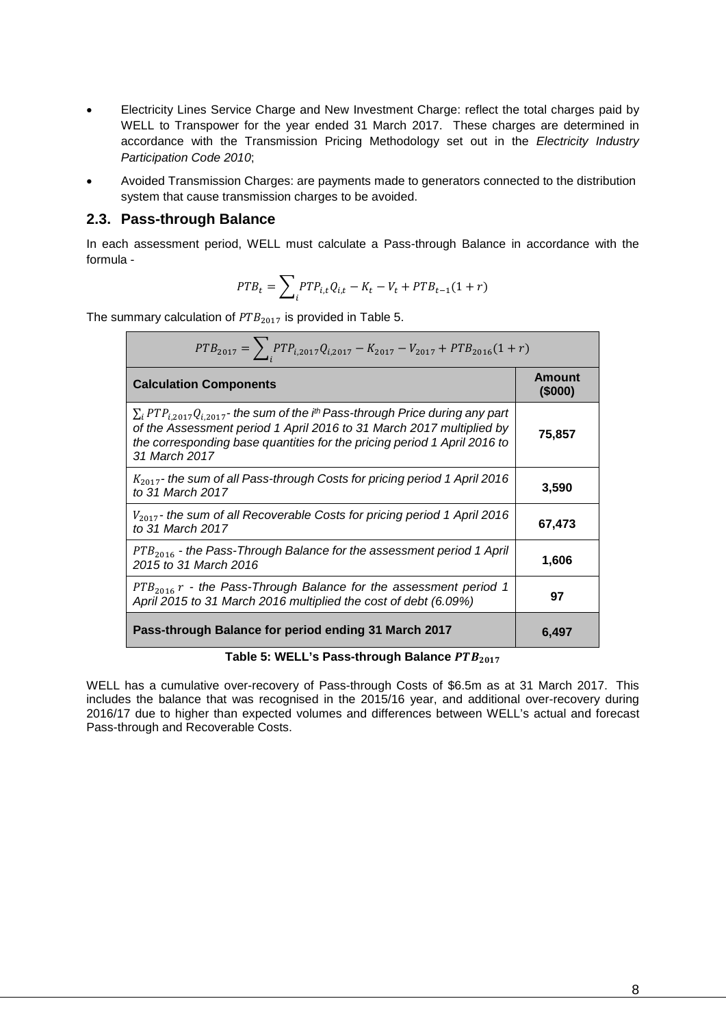- Electricity Lines Service Charge and New Investment Charge: reflect the total charges paid by WELL to Transpower for the year ended 31 March 2017. These charges are determined in accordance with the Transmission Pricing Methodology set out in the *Electricity Industry Participation Code 2010*;
- Avoided Transmission Charges: are payments made to generators connected to the distribution system that cause transmission charges to be avoided.

## 2.3. Pass-through Balance

In each assessment period, WELL must calculate a Pass-through Balance in accordance with the formula -

$$PTB_t = \sum_i PTP_{i,t} Q_{i,t} - K_t - V_t + PTB_{t-1}(1 + r)$$

The summary calculation of $PTB_{2017}$ is provided in Table 5.

| $PTB_{2017} = \sum_i PTP_{i,2017} Q_{i,2017} - K_{2017} - V_{2017} + PTB_{2016}(1 + r)$ | |
|---|---|
| **Calculation Components** | **Amount (\$000)** |
| $\sum_i PTP_{i,2017} Q_{i,2017}$ *- the sum of the i[th] Pass-through Price during any part of the Assessment period 1 April 2016 to 31 March 2017 multiplied by the corresponding base quantities for the pricing period 1 April 2016 to 31 March 2017* | **75,857** |
| $K_{2017}$ *- the sum of all Pass-through Costs for pricing period 1 April 2016 to 31 March 2017* | **3,590** |
| $V_{2017}$ *- the sum of all Recoverable Costs for pricing period 1 April 2016 to 31 March 2017* | **67,473** |
| $PTB_{2016}$ *- the Pass-Through Balance for the assessment period 1 April 2015 to 31 March 2016* | **1,606** |
| $PTB_{2016}\, r$ *- the Pass-Through Balance for the assessment period 1 April 2015 to 31 March 2016 multiplied the cost of debt (6.09%)* | **97** |
| **Pass-through Balance for period ending 31 March 2017** | **6,497** |

**Table 5: WELL's Pass-through Balance $PTB_{2017}$**

WELL has a cumulative over-recovery of Pass-through Costs of \$6.5m as at 31 March 2017. This includes the balance that was recognised in the 2015/16 year, and additional over-recovery during 2016/17 due to higher than expected volumes and differences between WELL's actual and forecast Pass-through and Recoverable Costs.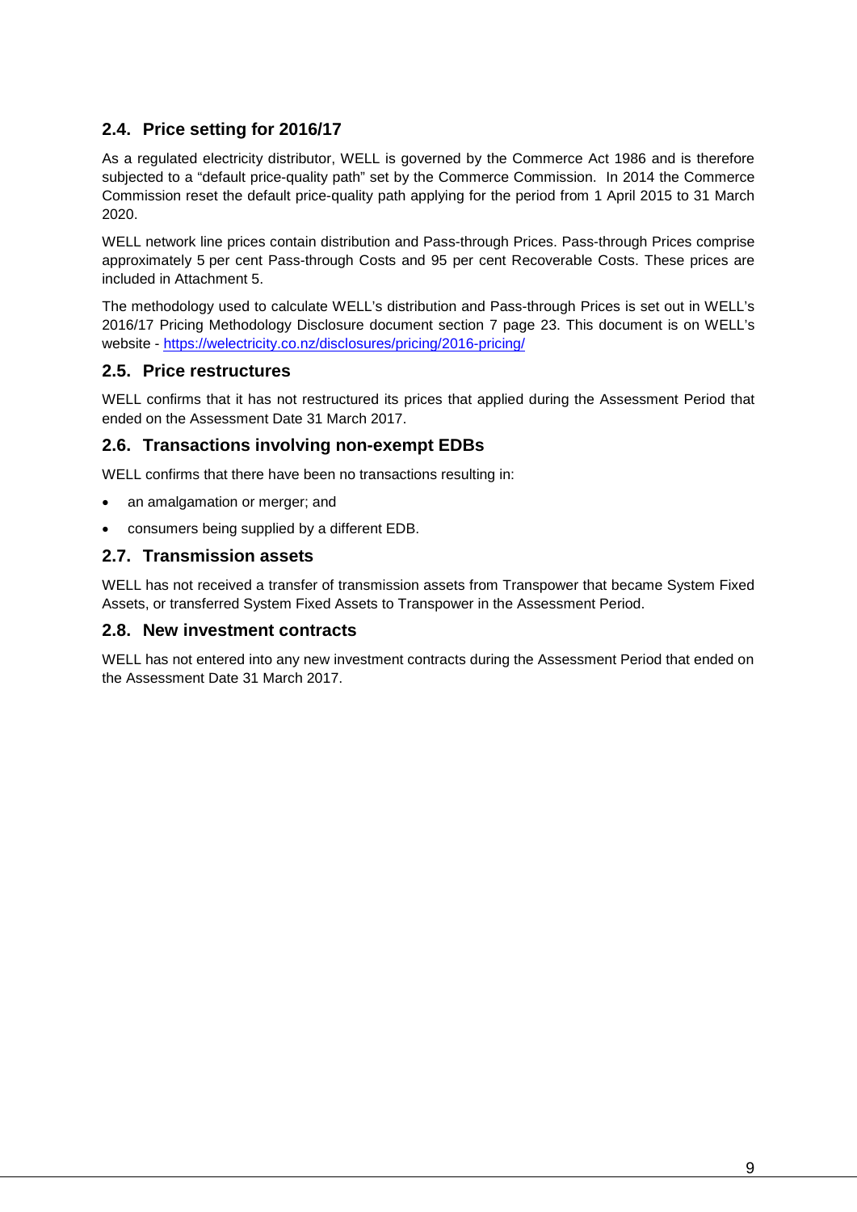## 2.4. Price setting for 2016/17

As a regulated electricity distributor, WELL is governed by the Commerce Act 1986 and is therefore subjected to a "default price-quality path" set by the Commerce Commission. In 2014 the Commerce Commission reset the default price-quality path applying for the period from 1 April 2015 to 31 March 2020.

WELL network line prices contain distribution and Pass-through Prices. Pass-through Prices comprise approximately 5 per cent Pass-through Costs and 95 per cent Recoverable Costs. These prices are included in Attachment 5.

The methodology used to calculate WELL's distribution and Pass-through Prices is set out in WELL's 2016/17 Pricing Methodology Disclosure document section 7 page 23. This document is on WELL's website - [https://welectricity.co.nz/disclosures/pricing/2016-pricing/](https://welectricity.co.nz/disclosures/pricing/2016-pricing/)

## 2.5. Price restructures

WELL confirms that it has not restructured its prices that applied during the Assessment Period that ended on the Assessment Date 31 March 2017.

## 2.6. Transactions involving non-exempt EDBs

WELL confirms that there have been no transactions resulting in:

- an amalgamation or merger; and
- consumers being supplied by a different EDB.

## 2.7. Transmission assets

WELL has not received a transfer of transmission assets from Transpower that became System Fixed Assets, or transferred System Fixed Assets to Transpower in the Assessment Period.

## 2.8. New investment contracts

WELL has not entered into any new investment contracts during the Assessment Period that ended on the Assessment Date 31 March 2017.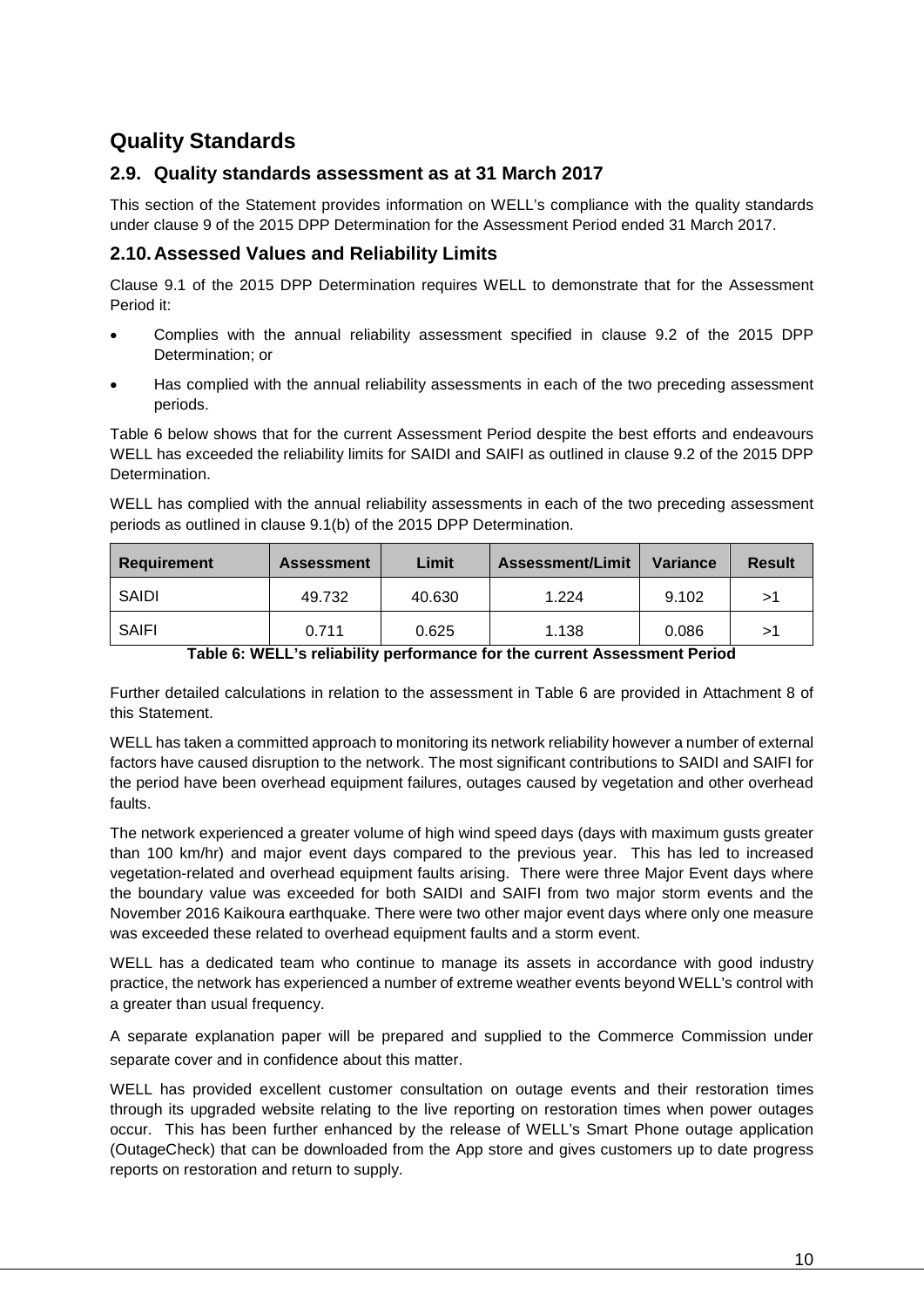# Quality Standards

## 2.9. Quality standards assessment as at 31 March 2017

This section of the Statement provides information on WELL's compliance with the quality standards under clause 9 of the 2015 DPP Determination for the Assessment Period ended 31 March 2017.

## 2.10. Assessed Values and Reliability Limits

Clause 9.1 of the 2015 DPP Determination requires WELL to demonstrate that for the Assessment Period it:

- Complies with the annual reliability assessment specified in clause 9.2 of the 2015 DPP Determination; or
- Has complied with the annual reliability assessments in each of the two preceding assessment periods.

Table 6 below shows that for the current Assessment Period despite the best efforts and endeavours WELL has exceeded the reliability limits for SAIDI and SAIFI as outlined in clause 9.2 of the 2015 DPP Determination.

WELL has complied with the annual reliability assessments in each of the two preceding assessment periods as outlined in clause 9.1(b) of the 2015 DPP Determination.

| Requirement | Assessment | Limit | Assessment/Limit | Variance | Result |
|---|---|---|---|---|---|
| SAIDI | 49.732 | 40.630 | 1.224 | 9.102 | >1 |
| SAIFI | 0.711 | 0.625 | 1.138 | 0.086 | >1 |

**Table 6: WELL's reliability performance for the current Assessment Period**

Further detailed calculations in relation to the assessment in Table 6 are provided in Attachment 8 of this Statement.

WELL has taken a committed approach to monitoring its network reliability however a number of external factors have caused disruption to the network. The most significant contributions to SAIDI and SAIFI for the period have been overhead equipment failures, outages caused by vegetation and other overhead faults.

The network experienced a greater volume of high wind speed days (days with maximum gusts greater than 100 km/hr) and major event days compared to the previous year. This has led to increased vegetation-related and overhead equipment faults arising. There were three Major Event days where the boundary value was exceeded for both SAIDI and SAIFI from two major storm events and the November 2016 Kaikoura earthquake. There were two other major event days where only one measure was exceeded these related to overhead equipment faults and a storm event.

WELL has a dedicated team who continue to manage its assets in accordance with good industry practice, the network has experienced a number of extreme weather events beyond WELL's control with a greater than usual frequency.

A separate explanation paper will be prepared and supplied to the Commerce Commission under separate cover and in confidence about this matter.

WELL has provided excellent customer consultation on outage events and their restoration times through its upgraded website relating to the live reporting on restoration times when power outages occur. This has been further enhanced by the release of WELL's Smart Phone outage application (OutageCheck) that can be downloaded from the App store and gives customers up to date progress reports on restoration and return to supply.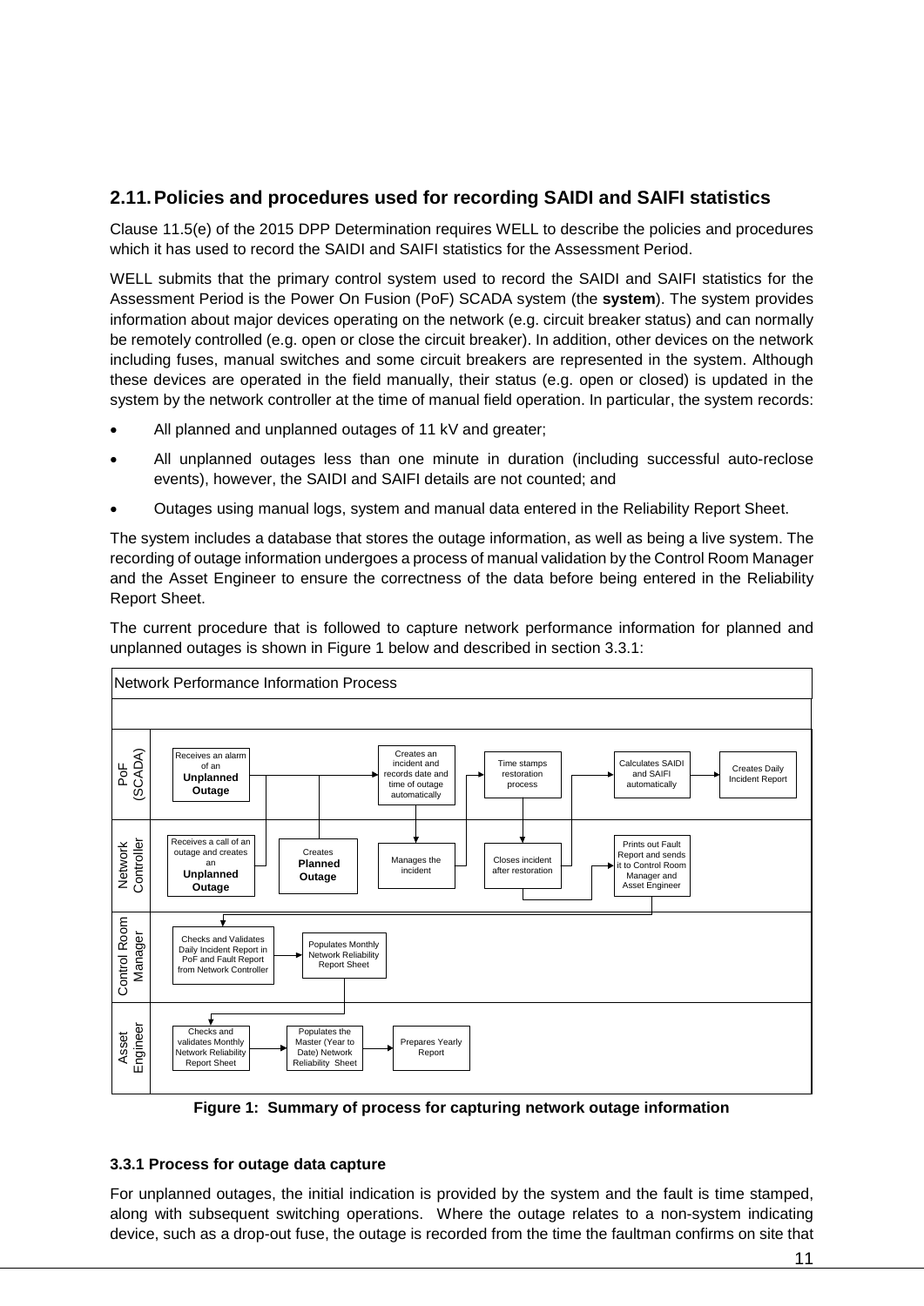## 2.11. Policies and procedures used for recording SAIDI and SAIFI statistics

Clause 11.5(e) of the 2015 DPP Determination requires WELL to describe the policies and procedures which it has used to record the SAIDI and SAIFI statistics for the Assessment Period.

WELL submits that the primary control system used to record the SAIDI and SAIFI statistics for the Assessment Period is the Power On Fusion (PoF) SCADA system (the **system**). The system provides information about major devices operating on the network (e.g. circuit breaker status) and can normally be remotely controlled (e.g. open or close the circuit breaker). In addition, other devices on the network including fuses, manual switches and some circuit breakers are represented in the system. Although these devices are operated in the field manually, their status (e.g. open or closed) is updated in the system by the network controller at the time of manual field operation. In particular, the system records:

- All planned and unplanned outages of 11 kV and greater;
- All unplanned outages less than one minute in duration (including successful auto-reclose events), however, the SAIDI and SAIFI details are not counted; and
- Outages using manual logs, system and manual data entered in the Reliability Report Sheet.

The system includes a database that stores the outage information, as well as being a live system. The recording of outage information undergoes a process of manual validation by the Control Room Manager and the Asset Engineer to ensure the correctness of the data before being entered in the Reliability Report Sheet.

The current procedure that is followed to capture network performance information for planned and unplanned outages is shown in Figure 1 below and described in section 3.3.1:

**Network Performance Information Process**

| Role | Process steps |
|---|---|
| PoF (SCADA) | Receives an alarm of an **Unplanned Outage** → Creates an incident and records date and time of outage automatically → Time stamps restoration process → Calculates SAIDI and SAIFI automatically → Creates Daily Incident Report |
| Network Controller | Receives a call of an outage and creates an **Unplanned Outage**; Creates **Planned Outage**; Manages the incident; Closes incident after restoration; Prints out Fault Report and sends it to Control Room Manager and Asset Engineer |
| Control Room Manager | Checks and Validates Daily Incident Report in PoF and Fault Report from Network Controller → Populates Monthly Network Reliability Report Sheet |
| Asset Engineer | Checks and validates Monthly Network Reliability Report Sheet → Populates the Master (Year to Date) Network Reliability Sheet → Prepares Yearly Report |

**Figure 1: Summary of process for capturing network outage information**

### 3.3.1 Process for outage data capture

For unplanned outages, the initial indication is provided by the system and the fault is time stamped, along with subsequent switching operations. Where the outage relates to a non-system indicating device, such as a drop-out fuse, the outage is recorded from the time the faultman confirms on site that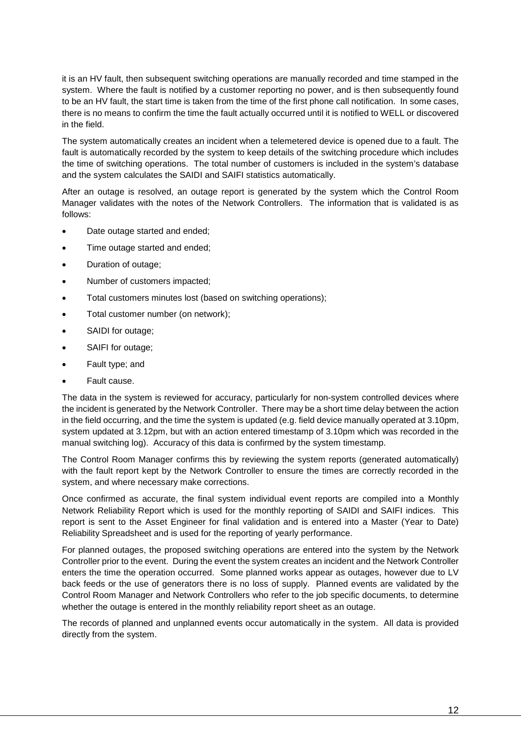it is an HV fault, then subsequent switching operations are manually recorded and time stamped in the system. Where the fault is notified by a customer reporting no power, and is then subsequently found to be an HV fault, the start time is taken from the time of the first phone call notification. In some cases, there is no means to confirm the time the fault actually occurred until it is notified to WELL or discovered in the field.

The system automatically creates an incident when a telemetered device is opened due to a fault. The fault is automatically recorded by the system to keep details of the switching procedure which includes the time of switching operations. The total number of customers is included in the system's database and the system calculates the SAIDI and SAIFI statistics automatically.

After an outage is resolved, an outage report is generated by the system which the Control Room Manager validates with the notes of the Network Controllers. The information that is validated is as follows:

- Date outage started and ended;
- Time outage started and ended;
- Duration of outage;
- Number of customers impacted;
- Total customers minutes lost (based on switching operations);
- Total customer number (on network);
- SAIDI for outage;
- SAIFI for outage;
- Fault type; and
- Fault cause.

The data in the system is reviewed for accuracy, particularly for non-system controlled devices where the incident is generated by the Network Controller. There may be a short time delay between the action in the field occurring, and the time the system is updated (e.g. field device manually operated at 3.10pm, system updated at 3.12pm, but with an action entered timestamp of 3.10pm which was recorded in the manual switching log). Accuracy of this data is confirmed by the system timestamp.

The Control Room Manager confirms this by reviewing the system reports (generated automatically) with the fault report kept by the Network Controller to ensure the times are correctly recorded in the system, and where necessary make corrections.

Once confirmed as accurate, the final system individual event reports are compiled into a Monthly Network Reliability Report which is used for the monthly reporting of SAIDI and SAIFI indices. This report is sent to the Asset Engineer for final validation and is entered into a Master (Year to Date) Reliability Spreadsheet and is used for the reporting of yearly performance.

For planned outages, the proposed switching operations are entered into the system by the Network Controller prior to the event. During the event the system creates an incident and the Network Controller enters the time the operation occurred. Some planned works appear as outages, however due to LV back feeds or the use of generators there is no loss of supply. Planned events are validated by the Control Room Manager and Network Controllers who refer to the job specific documents, to determine whether the outage is entered in the monthly reliability report sheet as an outage.

The records of planned and unplanned events occur automatically in the system. All data is provided directly from the system.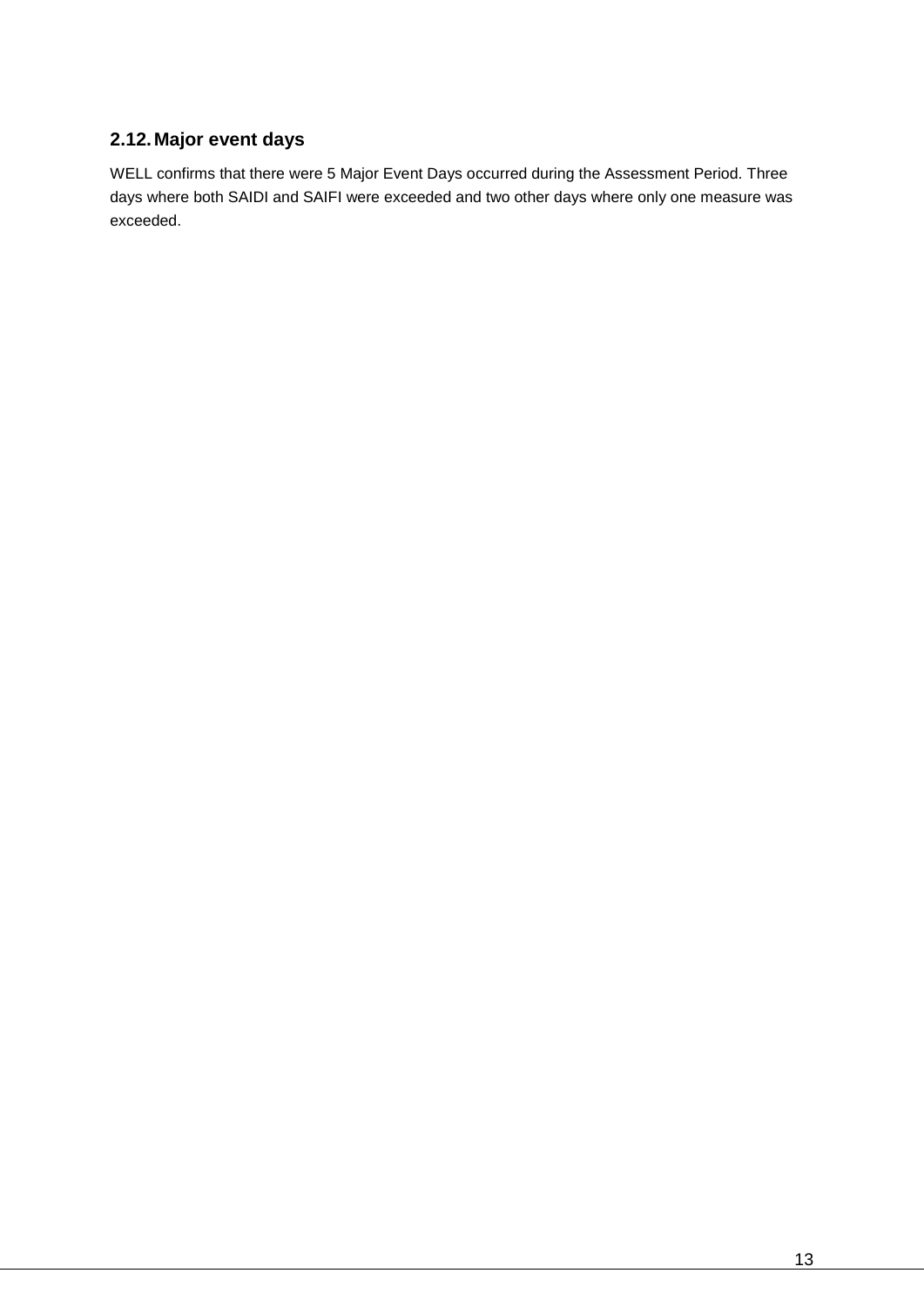## 2.12. Major event days

WELL confirms that there were 5 Major Event Days occurred during the Assessment Period. Three days where both SAIDI and SAIFI were exceeded and two other days where only one measure was exceeded.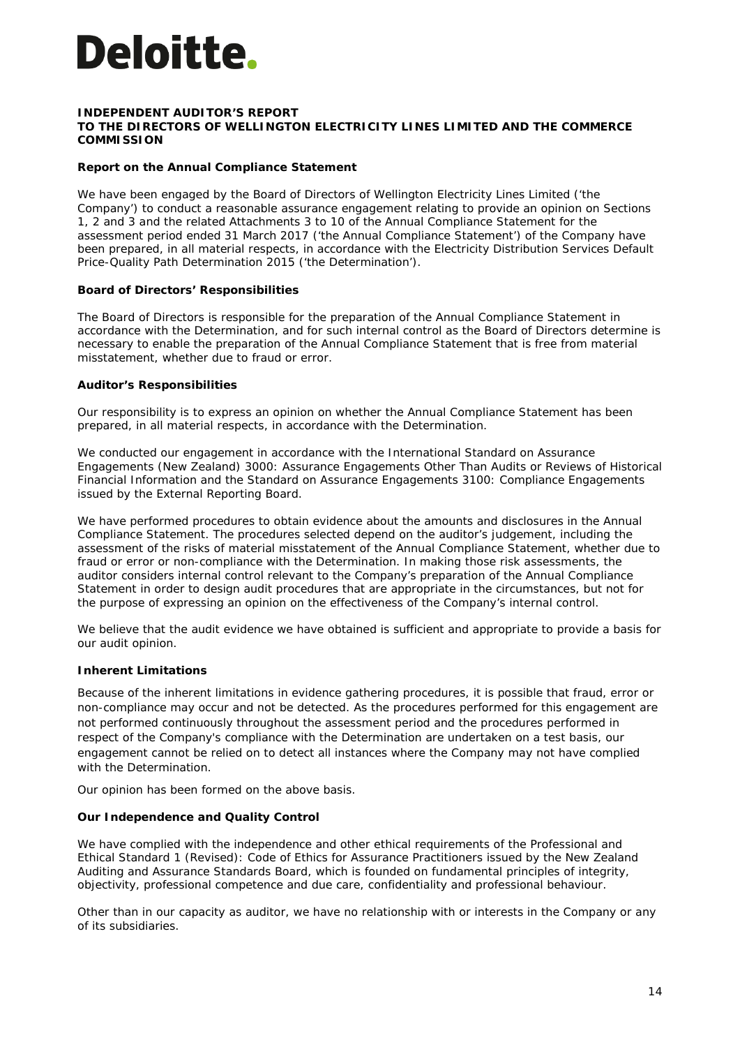Deloitte.

**INDEPENDENT AUDITOR'S REPORT**
**TO THE DIRECTORS OF WELLINGTON ELECTRICITY LINES LIMITED AND THE COMMERCE COMMISSION**

**Report on the Annual Compliance Statement**

We have been engaged by the Board of Directors of Wellington Electricity Lines Limited ('the Company') to conduct a reasonable assurance engagement relating to provide an opinion on Sections 1, 2 and 3 and the related Attachments 3 to 10 of the Annual Compliance Statement for the assessment period ended 31 March 2017 ('the Annual Compliance Statement') of the Company have been prepared, in all material respects, in accordance with the Electricity Distribution Services Default Price-Quality Path Determination 2015 ('the Determination').

**Board of Directors' Responsibilities**

The Board of Directors is responsible for the preparation of the Annual Compliance Statement in accordance with the Determination, and for such internal control as the Board of Directors determine is necessary to enable the preparation of the Annual Compliance Statement that is free from material misstatement, whether due to fraud or error.

**Auditor's Responsibilities**

Our responsibility is to express an opinion on whether the Annual Compliance Statement has been prepared, in all material respects, in accordance with the Determination.

We conducted our engagement in accordance with the International Standard on Assurance Engagements (New Zealand) 3000: Assurance Engagements Other Than Audits or Reviews of Historical Financial Information and the Standard on Assurance Engagements 3100: Compliance Engagements issued by the External Reporting Board.

We have performed procedures to obtain evidence about the amounts and disclosures in the Annual Compliance Statement. The procedures selected depend on the auditor's judgement, including the assessment of the risks of material misstatement of the Annual Compliance Statement, whether due to fraud or error or non-compliance with the Determination. In making those risk assessments, the auditor considers internal control relevant to the Company's preparation of the Annual Compliance Statement in order to design audit procedures that are appropriate in the circumstances, but not for the purpose of expressing an opinion on the effectiveness of the Company's internal control.

We believe that the audit evidence we have obtained is sufficient and appropriate to provide a basis for our audit opinion.

**Inherent Limitations**

Because of the inherent limitations in evidence gathering procedures, it is possible that fraud, error or non-compliance may occur and not be detected. As the procedures performed for this engagement are not performed continuously throughout the assessment period and the procedures performed in respect of the Company's compliance with the Determination are undertaken on a test basis, our engagement cannot be relied on to detect all instances where the Company may not have complied with the Determination.

Our opinion has been formed on the above basis.

**Our Independence and Quality Control**

We have complied with the independence and other ethical requirements of the Professional and Ethical Standard 1 (Revised): Code of Ethics for Assurance Practitioners issued by the New Zealand Auditing and Assurance Standards Board, which is founded on fundamental principles of integrity, objectivity, professional competence and due care, confidentiality and professional behaviour.

Other than in our capacity as auditor, we have no relationship with or interests in the Company or any of its subsidiaries.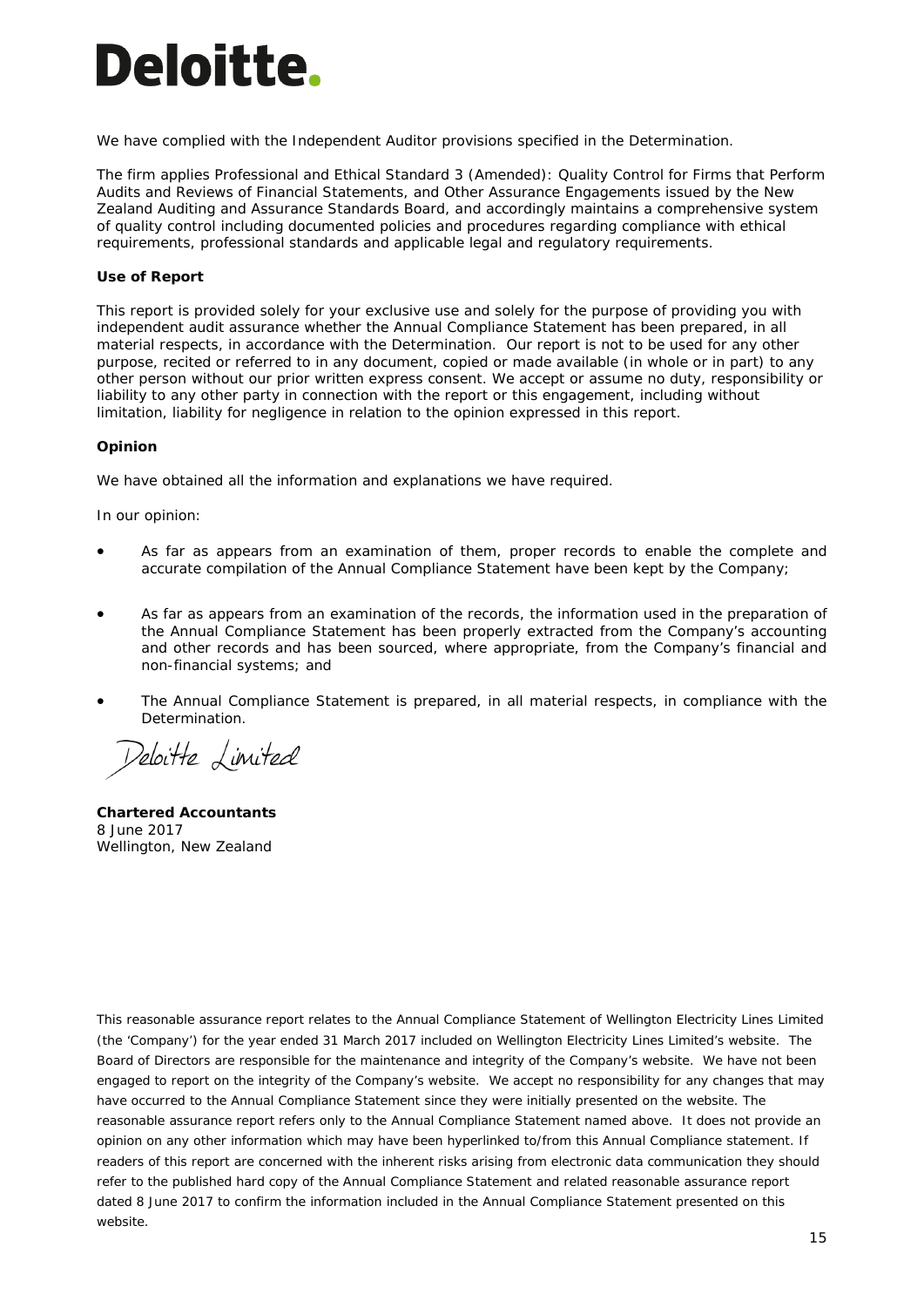Deloitte.

We have complied with the Independent Auditor provisions specified in the Determination.

The firm applies Professional and Ethical Standard 3 (Amended): Quality Control for Firms that Perform Audits and Reviews of Financial Statements, and Other Assurance Engagements issued by the New Zealand Auditing and Assurance Standards Board, and accordingly maintains a comprehensive system of quality control including documented policies and procedures regarding compliance with ethical requirements, professional standards and applicable legal and regulatory requirements.

**Use of Report**

This report is provided solely for your exclusive use and solely for the purpose of providing you with independent audit assurance whether the Annual Compliance Statement has been prepared, in all material respects, in accordance with the Determination. Our report is not to be used for any other purpose, recited or referred to in any document, copied or made available (in whole or in part) to any other person without our prior written express consent. We accept or assume no duty, responsibility or liability to any other party in connection with the report or this engagement, including without limitation, liability for negligence in relation to the opinion expressed in this report.

**Opinion**

We have obtained all the information and explanations we have required.

In our opinion:

- As far as appears from an examination of them, proper records to enable the complete and accurate compilation of the Annual Compliance Statement have been kept by the Company;
- As far as appears from an examination of the records, the information used in the preparation of the Annual Compliance Statement has been properly extracted from the Company's accounting and other records and has been sourced, where appropriate, from the Company's financial and non-financial systems; and
- The Annual Compliance Statement is prepared, in all material respects, in compliance with the Determination.

Deloitte Limited

**Chartered Accountants**
8 June 2017
Wellington, New Zealand

This reasonable assurance report relates to the Annual Compliance Statement of Wellington Electricity Lines Limited (the 'Company') for the year ended 31 March 2017 included on Wellington Electricity Lines Limited's website. The Board of Directors are responsible for the maintenance and integrity of the Company's website. We have not been engaged to report on the integrity of the Company's website. We accept no responsibility for any changes that may have occurred to the Annual Compliance Statement since they were initially presented on the website. The reasonable assurance report refers only to the Annual Compliance Statement named above. It does not provide an opinion on any other information which may have been hyperlinked to/from this Annual Compliance statement. If readers of this report are concerned with the inherent risks arising from electronic data communication they should refer to the published hard copy of the Annual Compliance Statement and related reasonable assurance report dated 8 June 2017 to confirm the information included in the Annual Compliance Statement presented on this website.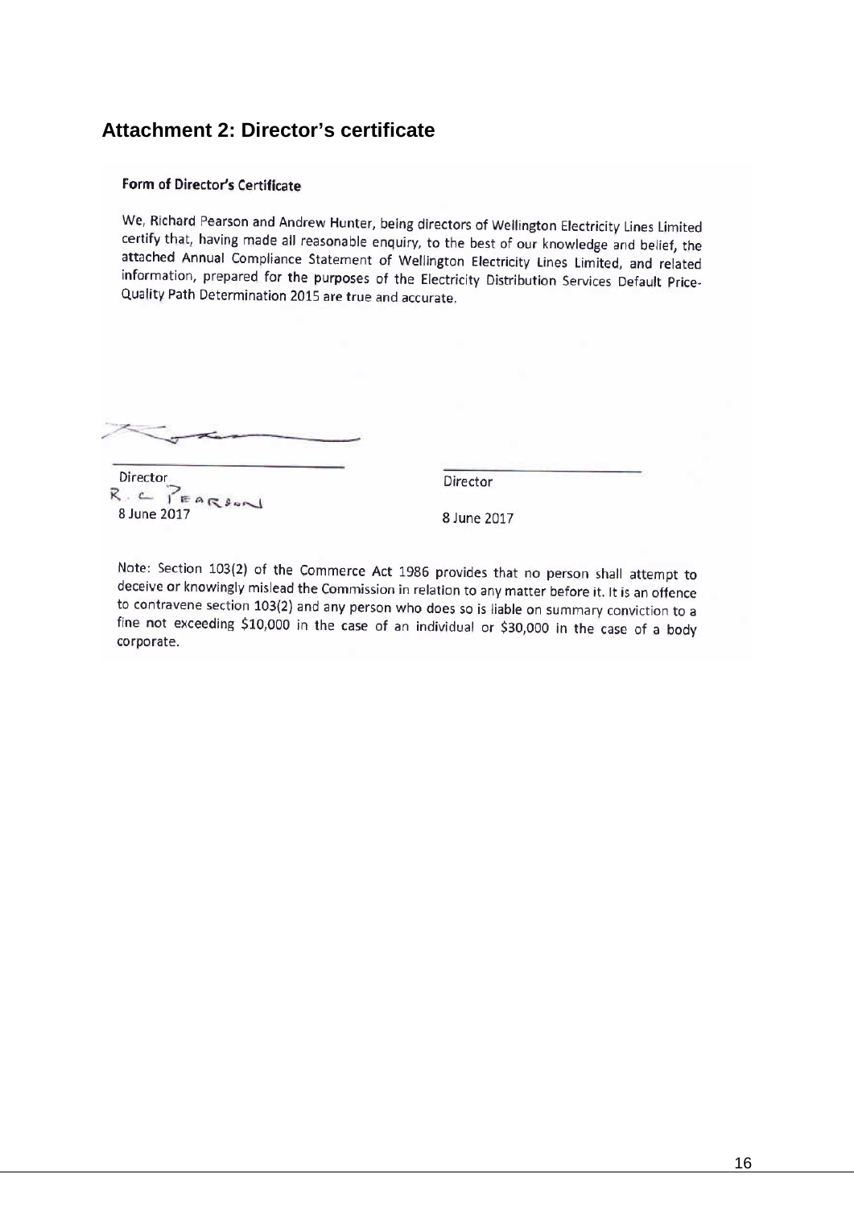## Attachment 2: Director's certificate

**Form of Director's Certificate**

We, Richard Pearson and Andrew Hunter, being directors of Wellington Electricity Lines Limited certify that, having made all reasonable enquiry, to the best of our knowledge and belief, the attached Annual Compliance Statement of Wellington Electricity Lines Limited, and related information, prepared for the purposes of the Electricity Distribution Services Default Price-Quality Path Determination 2015 are true and accurate.

| | |
|---|---|
| Director | Director |
| R. C. PEARSON | |
| 8 June 2017 | 8 June 2017 |

Note: Section 103(2) of the Commerce Act 1986 provides that no person shall attempt to deceive or knowingly mislead the Commission in relation to any matter before it. It is an offence to contravene section 103(2) and any person who does so is liable on summary conviction to a fine not exceeding $10,000 in the case of an individual or $30,000 in the case of a body corporate.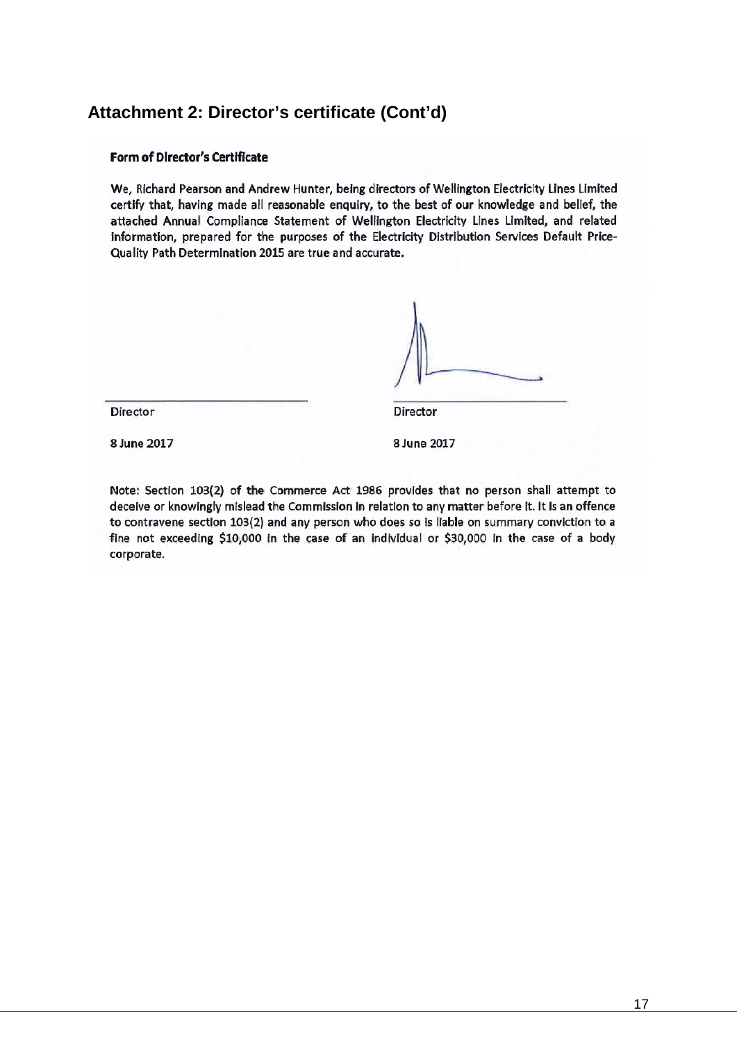## Attachment 2: Director's certificate (Cont'd)

**Form of Director's Certificate**

We, Richard Pearson and Andrew Hunter, being directors of Wellington Electricity Lines Limited certify that, having made all reasonable enquiry, to the best of our knowledge and belief, the attached Annual Compliance Statement of Wellington Electricity Lines Limited, and related information, prepared for the purposes of the Electricity Distribution Services Default Price-Quality Path Determination 2015 are true and accurate.

| Director | Director |
|---|---|
| 8 June 2017 | 8 June 2017 |

Note: Section 103(2) of the Commerce Act 1986 provides that no person shall attempt to deceive or knowingly mislead the Commission in relation to any matter before it. It is an offence to contravene section 103(2) and any person who does so is liable on summary conviction to a fine not exceeding $10,000 in the case of an individual or $30,000 in the case of a body corporate.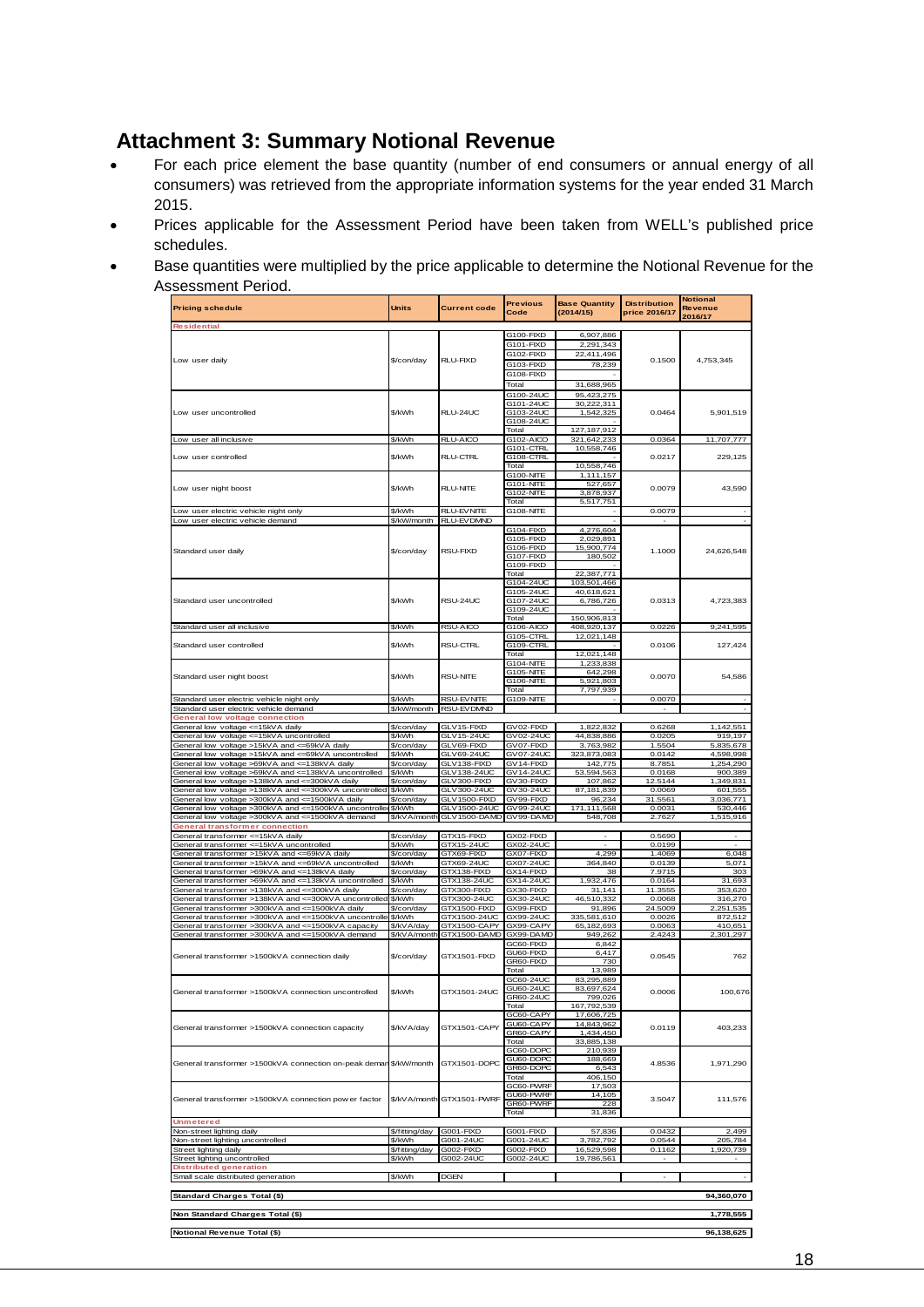# Attachment 3: Summary Notional Revenue

- For each price element the base quantity (number of end consumers or annual energy of all consumers) was retrieved from the appropriate information systems for the year ended 31 March 2015.
- Prices applicable for the Assessment Period have been taken from WELL's published price schedules.
- Base quantities were multiplied by the price applicable to determine the Notional Revenue for the Assessment Period.

| Pricing schedule | Units | Current code | Previous Code | Base Quantity (2014/15) | Distribution price 2016/17 | Notional Revenue 2016/17 |
|---|---|---|---|---|---|---|
| **Residential** | | | | | | |
| Low user daily | $/con/day | RLU-FIXD | G100-FIXD | 6,907,886 | 0.1500 | 4,753,345 |
| | | | G101-FIXD | 2,291,343 | | |
| | | | G102-FIXD | 22,411,496 | | |
| | | | G103-FIXD | 78,239 | | |
| | | | G108-FIXD | - | | |
| | | | Total | 31,688,965 | | |
| Low user uncontrolled | $/kWh | RLU-24UC | G100-24UC | 95,423,275 | 0.0464 | 5,901,519 |
| | | | G101-24UC | 30,222,311 | | |
| | | | G103-24UC | 1,542,325 | | |
| | | | G108-24UC | - | | |
| | | | Total | 127,187,912 | | |
| Low user all inclusive | $/kWh | RLU-AICO | G102-AICO | 321,642,233 | 0.0364 | 11,707,777 |
| Low user controlled | $/kWh | RLU-CTRL | G101-CTRL | 10,558,746 | 0.0217 | 229,125 |
| | | | G108-CTRL | - | | |
| | | | Total | 10,558,746 | | |
| Low user night boost | $/kWh | RLU-NITE | G100-NITE | 1,111,157 | 0.0079 | 43,590 |
| | | | G101-NITE | 527,657 | | |
| | | | G102-NITE | 3,878,937 | | |
| | | | Total | 5,517,751 | | |
| Low user electric vehicle night only | $/kWh | RLU-EVNITE | G108-NITE | - | 0.0079 | - |
| Low user electric vehicle demand | $/kW/month | RLU-EVDMND | | - | - | - |
| Standard user daily | $/con/day | RSU-FIXD | G104-FIXD | 4,276,604 | 1.1000 | 24,626,548 |
| | | | G105-FIXD | 2,029,891 | | |
| | | | G106-FIXD | 15,900,774 | | |
| | | | G107-FIXD | 180,502 | | |
| | | | G109-FIXD | - | | |
| | | | Total | 22,387,771 | | |
| Standard user uncontrolled | $/kWh | RSU-24UC | G104-24UC | 103,501,466 | 0.0313 | 4,723,383 |
| | | | G105-24UC | 40,618,621 | | |
| | | | G107-24UC | 6,786,726 | | |
| | | | G109-24UC | - | | |
| | | | Total | 150,906,813 | | |
| Standard user all inclusive | $/kWh | RSU-AICO | G106-AICO | 408,920,137 | 0.0226 | 9,241,595 |
| Standard user controlled | $/kWh | RSU-CTRL | G105-CTRL | 12,021,148 | 0.0106 | 127,424 |
| | | | G109-CTRL | - | | |
| | | | Total | 12,021,148 | | |
| Standard user night boost | $/kWh | RSU-NITE | G104-NITE | 1,233,838 | 0.0070 | 54,586 |
| | | | G105-NITE | 642,298 | | |
| | | | G106-NITE | 5,921,803 | | |
| | | | Total | 7,797,939 | | |
| Standard user electric vehicle night only | $/kWh | RSU-EVNITE | G109-NITE | - | 0.0070 | - |
| Standard user electric vehicle demand | $/kW/month | RSU-EVDMND | | | - | - |
| **General low voltage connection** | | | | | | |
| General low voltage <=15kVA daily | $/con/day | GLV15-FIXD | GV02-FIXD | 1,822,832 | 0.6268 | 1,142,551 |
| General low voltage <=15kVA uncontrolled | $/kWh | GLV15-24UC | GV02-24UC | 44,838,886 | 0.0205 | 919,197 |
| General low voltage >15kVA and <=69kVA daily | $/con/day | GLV69-FIXD | GV07-FIXD | 3,763,982 | 1.5504 | 5,835,678 |
| General low voltage >15kVA and <=69kVA uncontrolled | $/kWh | GLV69-24UC | GV07-24UC | 323,873,083 | 0.0142 | 4,598,998 |
| General low voltage >69kVA and <=138kVA daily | $/con/day | GLV138-FIXD | GV14-FIXD | 142,775 | 8.7851 | 1,254,290 |
| General low voltage >69kVA and <=138kVA uncontrolled | $/kWh | GLV138-24UC | GV14-24UC | 53,594,563 | 0.0168 | 900,389 |
| General low voltage >138kVA and <=300kVA daily | $/con/day | GLV300-FIXD | GV30-FIXD | 107,862 | 12.5144 | 1,349,831 |
| General low voltage >138kVA and <=300kVA uncontrolled | $/kWh | GLV300-24UC | GV30-24UC | 87,181,839 | 0.0069 | 601,555 |
| General low voltage >300kVA and <=1500kVA daily | $/con/day | GLV1500-FIXD | GV99-FIXD | 96,234 | 31.5561 | 3,036,771 |
| General low voltage >300kVA and <=1500kVA uncontrolled | $/kWh | GLV1500-24UC | GV99-24UC | 171,111,568 | 0.0031 | 530,446 |
| General low voltage >300kVA and <=1500kVA demand | $/kVA/month | GLV1500-DAMD | GV99-DAMD | 548,708 | 2.7627 | 1,515,916 |
| **General transformer connection** | | | | | | |
| General transformer <=15kVA daily | $/con/day | GTX15-FIXD | GX02-FIXD | - | 0.5690 | - |
| General transformer <=15kVA uncontrolled | $/kWh | GTX15-24UC | GX02-24UC | - | 0.0199 | - |
| General transformer >15kVA and <=69kVA daily | $/con/day | GTX69-FIXD | GX07-FIXD | 4,299 | 1.4069 | 6,048 |
| General transformer >15kVA and <=69kVA uncontrolled | $/kWh | GTX69-24UC | GX07-24UC | 364,840 | 0.0139 | 5,071 |
| General transformer >69kVA and <=138kVA daily | $/con/day | GTX138-FIXD | GX14-FIXD | 38 | 7.9715 | 303 |
| General transformer >69kVA and <=138kVA uncontrolled | $/kWh | GTX138-24UC | GX14-24UC | 1,932,476 | 0.0164 | 31,693 |
| General transformer >138kVA and <=300kVA daily | $/con/day | GTX300-FIXD | GX30-FIXD | 31,141 | 11.3555 | 353,620 |
| General transformer >138kVA and <=300kVA uncontrolled | $/kWh | GTX300-24UC | GX30-24UC | 46,510,332 | 0.0068 | 316,270 |
| General transformer >300kVA and <=1500kVA daily | $/con/day | GTX1500-FIXD | GX99-FIXD | 91,896 | 24.5009 | 2,251,535 |
| General transformer >300kVA and <=1500kVA uncontrolled | $/kWh | GTX1500-24UC | GX99-24UC | 335,581,610 | 0.0026 | 872,512 |
| General transformer >300kVA and <=1500kVA capacity | $/kVA/day | GTX1500-CAPY | GX99-CAPY | 65,182,693 | 0.0063 | 410,651 |
| General transformer >300kVA and <=1500kVA demand | $/kVA/month | GTX1500-DAMD | GX99-DAMD | 949,262 | 2.4243 | 2,301,297 |
| General transformer >1500kVA connection daily | $/con/day | GTX1501-FIXD | GC60-FIXD | 6,842 | 0.0545 | 762 |
| | | | GU60-FIXD | 6,417 | | |
| | | | GR60-FIXD | 730 | | |
| | | | Total | 13,989 | | |
| General transformer >1500kVA connection uncontrolled | $/kWh | GTX1501-24UC | GC60-24UC | 83,295,889 | 0.0006 | 100,676 |
| | | | GU60-24UC | 83,697,624 | | |
| | | | GR60-24UC | 799,026 | | |
| | | | Total | 167,792,539 | | |
| General transformer >1500kVA connection capacity | $/kVA/day | GTX1501-CAPY | GC60-CAPY | 17,606,725 | 0.0119 | 403,233 |
| | | | GU60-CAPY | 14,843,962 | | |
| | | | GR60-CAPY | 1,434,450 | | |
| | | | Total | 33,885,138 | | |
| General transformer >1500kVA connection on-peak demand | $/kW/month | GTX1501-DOPC | GC60-DOPC | 210,939 | 4.8536 | 1,971,290 |
| | | | GU60-DOPC | 188,669 | | |
| | | | GR60-DOPC | 6,543 | | |
| | | | Total | 406,150 | | |
| General transformer >1500kVA connection power factor | $/kVA/month | GTX1501-PWRF | GC60-PWRF | 17,503 | 3.5047 | 111,576 |
| | | | GU60-PWRF | 14,105 | | |
| | | | GR60-PWRF | 228 | | |
| | | | Total | 31,836 | | |
| **Unmetered** | | | | | | |
| Non-street lighting daily | $/fitting/day | G001-FIXD | G001-FIXD | 57,836 | 0.0432 | 2,499 |
| Non-street lighting uncontrolled | $/kWh | G001-24UC | G001-24UC | 3,782,792 | 0.0544 | 205,784 |
| Street lighting daily | $/fitting/day | G002-FIXD | G002-FIXD | 16,529,598 | 0.1162 | 1,920,739 |
| Street lighting uncontrolled | $/kWh | G002-24UC | G002-24UC | 19,786,561 | - | - |
| **Distributed generation** | | | | | | |
| Small scale distributed generation | $/kWh | DGEN | | | - | - |
| **Standard Charges Total ($)** | | | | | | **94,360,070** |
| **Non Standard Charges Total ($)** | | | | | | **1,778,555** |
| **Notional Revenue Total ($)** | | | | | | **96,138,625** |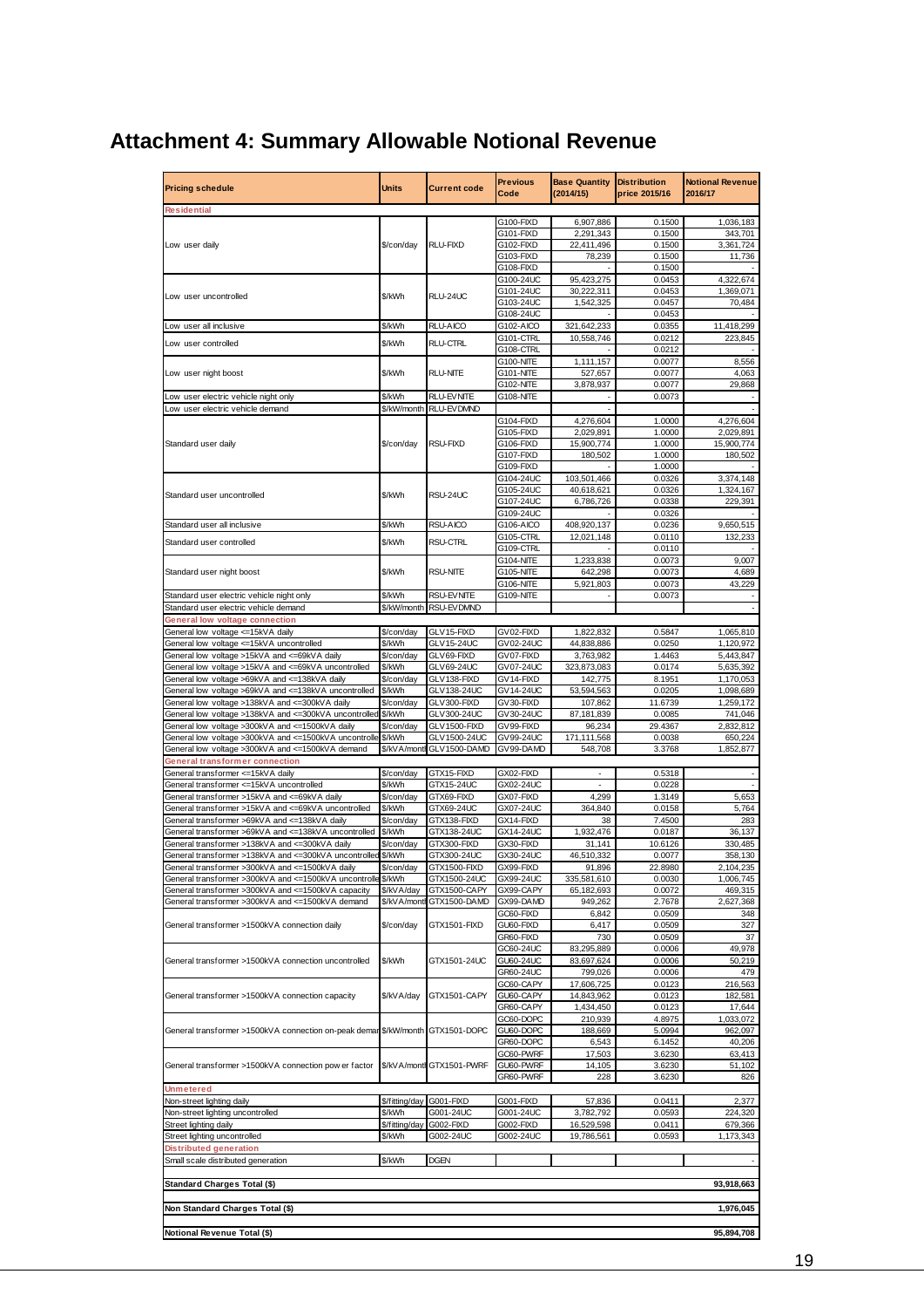# Attachment 4: Summary Allowable Notional Revenue

| Pricing schedule | Units | Current code | Previous Code | Base Quantity (2014/15) | Distribution price 2015/16 | Notional Revenue 2016/17 |
|---|---|---|---|---|---|---|
| **Residential** | | | | | | |
| Low user daily | $/con/day | RLU-FIXD | G100-FIXD | 6,907,886 | 0.1500 | 1,036,183 |
| | | | G101-FIXD | 2,291,343 | 0.1500 | 343,701 |
| | | | G102-FIXD | 22,411,496 | 0.1500 | 3,361,724 |
| | | | G103-FIXD | 78,239 | 0.1500 | 11,736 |
| | | | G108-FIXD | - | 0.1500 | - |
| Low user uncontrolled | $/kWh | RLU-24UC | G100-24UC | 95,423,275 | 0.0453 | 4,322,674 |
| | | | G101-24UC | 30,222,311 | 0.0453 | 1,369,071 |
| | | | G103-24UC | 1,542,325 | 0.0457 | 70,484 |
| | | | G108-24UC | - | 0.0453 | - |
| Low user all inclusive | $/kWh | RLU-AICO | G102-AICO | 321,642,233 | 0.0355 | 11,418,299 |
| Low user controlled | $/kWh | RLU-CTRL | G101-CTRL | 10,558,746 | 0.0212 | 223,845 |
| | | | G108-CTRL | - | 0.0212 | - |
| Low user night boost | $/kWh | RLU-NITE | G100-NITE | 1,111,157 | 0.0077 | 8,556 |
| | | | G101-NITE | 527,657 | 0.0077 | 4,063 |
| | | | G102-NITE | 3,878,937 | 0.0077 | 29,868 |
| Low user electric vehicle night only | $/kWh | RLU-EVNITE | G108-NITE | - | 0.0073 | - |
| Low user electric vehicle demand | $/kW/month | RLU-EVDMND | | - | | - |
| Standard user daily | $/con/day | RSU-FIXD | G104-FIXD | 4,276,604 | 1.0000 | 4,276,604 |
| | | | G105-FIXD | 2,029,891 | 1.0000 | 2,029,891 |
| | | | G106-FIXD | 15,900,774 | 1.0000 | 15,900,774 |
| | | | G107-FIXD | 180,502 | 1.0000 | 180,502 |
| | | | G109-FIXD | - | 1.0000 | - |
| Standard user uncontrolled | $/kWh | RSU-24UC | G104-24UC | 103,501,466 | 0.0326 | 3,374,148 |
| | | | G105-24UC | 40,618,621 | 0.0326 | 1,324,167 |
| | | | G107-24UC | 6,786,726 | 0.0338 | 229,391 |
| | | | G109-24UC | - | 0.0326 | - |
| Standard user all inclusive | $/kWh | RSU-AICO | G106-AICO | 408,920,137 | 0.0236 | 9,650,515 |
| Standard user controlled | $/kWh | RSU-CTRL | G105-CTRL | 12,021,148 | 0.0110 | 132,233 |
| | | | G109-CTRL | - | 0.0110 | - |
| Standard user night boost | $/kWh | RSU-NITE | G104-NITE | 1,233,838 | 0.0073 | 9,007 |
| | | | G105-NITE | 642,298 | 0.0073 | 4,689 |
| | | | G106-NITE | 5,921,803 | 0.0073 | 43,229 |
| Standard user electric vehicle night only | $/kWh | RSU-EVNITE | G109-NITE | - | 0.0073 | - |
| Standard user electric vehicle demand | $/kW/month | RSU-EVDMND | | | | - |
| **General low voltage connection** | | | | | | |
| General low voltage <=15kVA daily | $/con/day | GLV15-FIXD | GV02-FIXD | 1,822,832 | 0.5847 | 1,065,810 |
| General low voltage <=15kVA uncontrolled | $/kWh | GLV15-24UC | GV02-24UC | 44,838,886 | 0.0250 | 1,120,972 |
| General low voltage >15kVA and <=69kVA daily | $/con/day | GLV69-FIXD | GV07-FIXD | 3,763,982 | 1.4463 | 5,443,847 |
| General low voltage >15kVA and <=69kVA uncontrolled | $/kWh | GLV69-24UC | GV07-24UC | 323,873,083 | 0.0174 | 5,635,392 |
| General low voltage >69kVA and <=138kVA daily | $/con/day | GLV138-FIXD | GV14-FIXD | 142,775 | 8.1951 | 1,170,053 |
| General low voltage >69kVA and <=138kVA uncontrolled | $/kWh | GLV138-24UC | GV14-24UC | 53,594,563 | 0.0205 | 1,098,689 |
| General low voltage >138kVA and <=300kVA daily | $/con/day | GLV300-FIXD | GV30-FIXD | 107,862 | 11.6739 | 1,259,172 |
| General low voltage >138kVA and <=300kVA uncontrolled | $/kWh | GLV300-24UC | GV30-24UC | 87,181,839 | 0.0085 | 741,046 |
| General low voltage >300kVA and <=1500kVA daily | $/con/day | GLV1500-FIXD | GV99-FIXD | 96,234 | 29.4367 | 2,832,812 |
| General low voltage >300kVA and <=1500kVA uncontrolled | $/kWh | GLV1500-24UC | GV99-24UC | 171,111,568 | 0.0038 | 650,224 |
| General low voltage >300kVA and <=1500kVA demand | $/kVA/month | GLV1500-DAMD | GV99-DAMD | 548,708 | 3.3768 | 1,852,877 |
| **General transformer connection** | | | | | | |
| General transformer <=15kVA daily | $/con/day | GTX15-FIXD | GX02-FIXD | - | 0.5318 | - |
| General transformer <=15kVA uncontrolled | $/kWh | GTX15-24UC | GX02-24UC | - | 0.0228 | - |
| General transformer >15kVA and <=69kVA daily | $/con/day | GTX69-FIXD | GX07-FIXD | 4,299 | 1.3149 | 5,653 |
| General transformer >15kVA and <=69kVA uncontrolled | $/kWh | GTX69-24UC | GX07-24UC | 364,840 | 0.0158 | 5,764 |
| General transformer >69kVA and <=138kVA daily | $/con/day | GTX138-FIXD | GX14-FIXD | 38 | 7.4500 | 283 |
| General transformer >69kVA and <=138kVA uncontrolled | $/kWh | GTX138-24UC | GX14-24UC | 1,932,476 | 0.0187 | 36,137 |
| General transformer >138kVA and <=300kVA daily | $/con/day | GTX300-FIXD | GX30-FIXD | 31,141 | 10.6126 | 330,485 |
| General transformer >138kVA and <=300kVA uncontrolled | $/kWh | GTX300-24UC | GX30-24UC | 46,510,332 | 0.0077 | 358,130 |
| General transformer >300kVA and <=1500kVA daily | $/con/day | GTX1500-FIXD | GX99-FIXD | 91,896 | 22.8980 | 2,104,235 |
| General transformer >300kVA and <=1500kVA uncontrolled | $/kWh | GTX1500-24UC | GX99-24UC | 335,581,610 | 0.0030 | 1,006,745 |
| General transformer >300kVA and <=1500kVA capacity | $/kVA/day | GTX1500-CAPY | GX99-CAPY | 65,182,693 | 0.0072 | 469,315 |
| General transformer >300kVA and <=1500kVA demand | $/kVA/month | GTX1500-DAMD | GX99-DAMD | 949,262 | 2.7678 | 2,627,368 |
| General transformer >1500kVA connection daily | $/con/day | GTX1501-FIXD | GC60-FIXD | 6,842 | 0.0509 | 348 |
| | | | GU60-FIXD | 6,417 | 0.0509 | 327 |
| | | | GR60-FIXD | 730 | 0.0509 | 37 |
| General transformer >1500kVA connection uncontrolled | $/kWh | GTX1501-24UC | GC60-24UC | 83,295,889 | 0.0006 | 49,978 |
| | | | GU60-24UC | 83,697,624 | 0.0006 | 50,219 |
| | | | GR60-24UC | 799,026 | 0.0006 | 479 |
| General transformer >1500kVA connection capacity | $/kVA/day | GTX1501-CAPY | GC60-CAPY | 17,606,725 | 0.0123 | 216,563 |
| | | | GU60-CAPY | 14,843,962 | 0.0123 | 182,581 |
| | | | GR60-CAPY | 1,434,450 | 0.0123 | 17,644 |
| General transformer >1500kVA connection on-peak demand | $/kW/month | GTX1501-DOPC | GC60-DOPC | 210,939 | 4.8975 | 1,033,072 |
| | | | GU60-DOPC | 188,669 | 5.0994 | 962,097 |
| | | | GR60-DOPC | 6,543 | 6.1452 | 40,206 |
| General transformer >1500kVA connection power factor | $/kVA/month | GTX1501-PWRF | GC60-PWRF | 17,503 | 3.6230 | 63,413 |
| | | | GU60-PWRF | 14,105 | 3.6230 | 51,102 |
| | | | GR60-PWRF | 228 | 3.6230 | 826 |
| **Unmetered** | | | | | | |
| Non-street lighting daily | $/fitting/day | G001-FIXD | G001-FIXD | 57,836 | 0.0411 | 2,377 |
| Non-street lighting uncontrolled | $/kWh | G001-24UC | G001-24UC | 3,782,792 | 0.0593 | 224,320 |
| Street lighting daily | $/fitting/day | G002-FIXD | G002-FIXD | 16,529,598 | 0.0411 | 679,366 |
| Street lighting uncontrolled | $/kWh | G002-24UC | G002-24UC | 19,786,561 | 0.0593 | 1,173,343 |
| **Distributed generation** | | | | | | |
| Small scale distributed generation | $/kWh | DGEN | | | | - |
| **Standard Charges Total ($)** | | | | | | **93,918,663** |
| **Non Standard Charges Total ($)** | | | | | | **1,976,045** |
| **Notional Revenue Total ($)** | | | | | | **95,894,708** |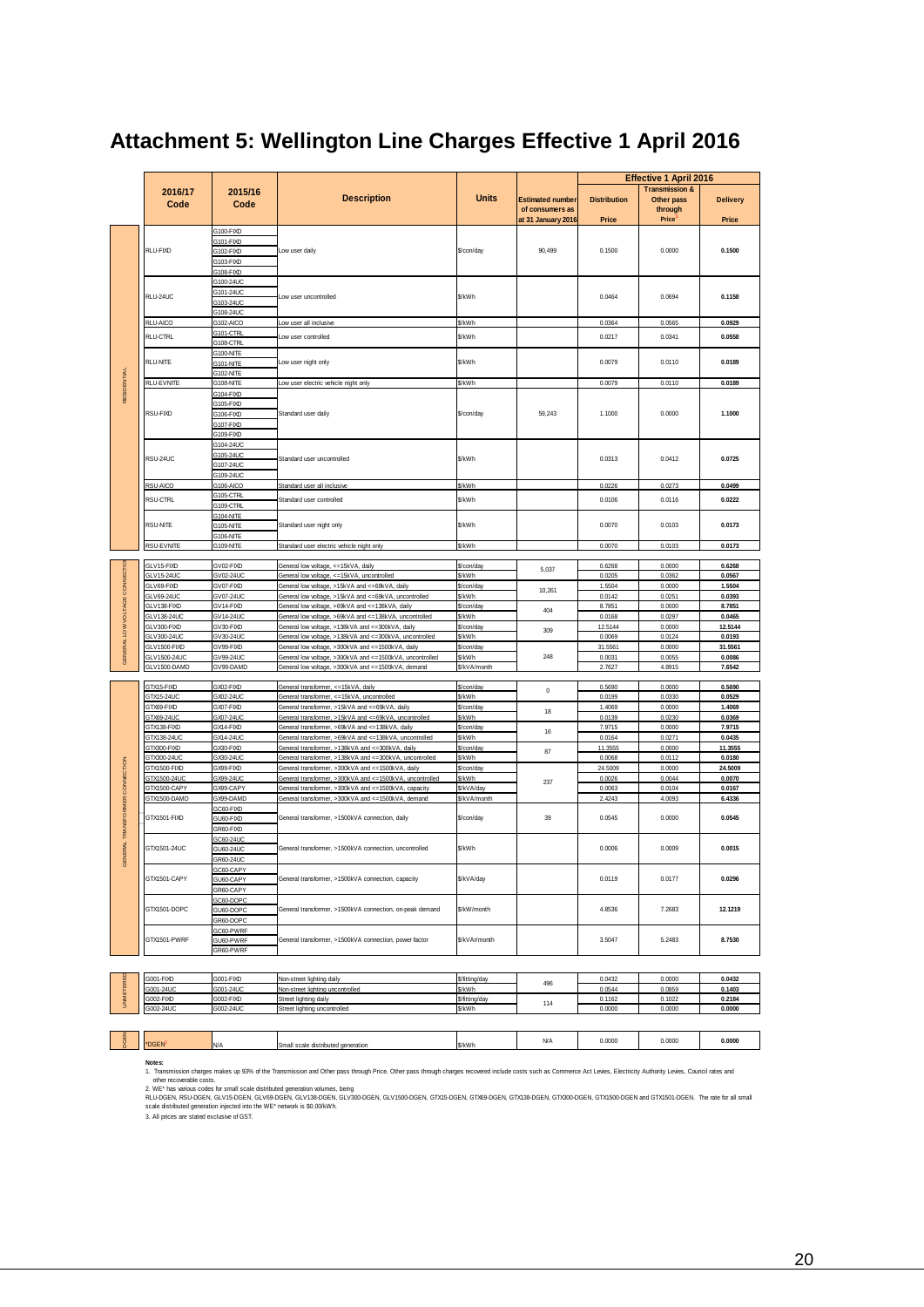# Attachment 5: Wellington Line Charges Effective 1 April 2016

| | 2016/17 Code | 2015/16 Code | Description | Units | Estimated number of consumers as at 31 January 2016 | Effective 1 April 2016 Distribution Price | Transmission & Other pass through Price[1] | Delivery Price |
|---|---|---|---|---|---|---|---|---|
| RESIDENTIAL | RLU-FIXD | G100-FIXD, G101-FIXD, G102-FIXD, G103-FIXD, G108-FIXD | Low user daily | $/con/day | 90,499 | 0.1500 | 0.0000 | **0.1500** |
| | RLU-24UC | G100-24UC, G101-24UC, G102-24UC, G103-24UC, G108-24UC | Low user uncontrolled | $/kWh | | 0.0464 | 0.0694 | **0.1158** |
| | RLU-AICO | G102-AICO | Low user all inclusive | $/kWh | | 0.0364 | 0.0565 | **0.0929** |
| | RLU-CTRL | G101-CTRL, G108-CTRL | Low user controlled | $/kWh | | 0.0217 | 0.0341 | **0.0558** |
| | RLU-NITE | G100-NITE, G101-NITE, G102-NITE | Low user night only | $/kWh | | 0.0079 | 0.0110 | **0.0189** |
| | RLU-EVNITE | G108-NITE | Low user electric vehicle night only | $/kWh | | 0.0079 | 0.0110 | **0.0189** |
| | RSU-FIXD | G104-FIXD, G105-FIXD, G106-FIXD, G107-FIXD, G109-FIXD | Standard user daily | $/con/day | 59,243 | 1.1000 | 0.0000 | **1.1000** |
| | RSU-24UC | G104-24UC, G105-24UC, G107-24UC, G109-24UC | Standard user uncontrolled | $/kWh | | 0.0313 | 0.0412 | **0.0725** |
| | RSU-AICO | G106-AICO | Standard user all inclusive | $/kWh | | 0.0226 | 0.0273 | **0.0499** |
| | RSU-CTRL | G105-CTRL, G109-CTRL | Standard user controlled | $/kWh | | 0.0106 | 0.0116 | **0.0222** |
| | RSU-NITE | G104-NITE, G105-NITE, G106-NITE | Standard user night only | $/kWh | | 0.0070 | 0.0103 | **0.0173** |
| | RSU-EVNITE | G109-NITE | Standard user electric vehicle night only | $/kWh | | 0.0070 | 0.0103 | **0.0173** |
| GENERAL LOW VOLTAGE CONNECTION | GLV15-FIXD | GV02-FIXD | General low voltage, <=15kVA, daily | $/con/day | 5,037 | 0.6268 | 0.0000 | **0.6268** |
| | GLV15-24UC | GV02-24UC | General low voltage, <=15kVA, uncontrolled | $/kWh | | 0.0205 | 0.0362 | **0.0567** |
| | GLV69-FIXD | GV07-FIXD | General low voltage, >15kVA and <=69kVA, daily | $/con/day | 10,261 | 1.5504 | 0.0000 | **1.5504** |
| | GLV69-24UC | GV07-24UC | General low voltage, >15kVA and <=69kVA, uncontrolled | $/kWh | | 0.0142 | 0.0251 | **0.0393** |
| | GLV138-FIXD | GV14-FIXD | General low voltage, >69kVA and <=138kVA, daily | $/con/day | 404 | 8.7851 | 0.0000 | **8.7851** |
| | GLV138-24UC | GV14-24UC | General low voltage, >69kVA and <=138kVA, uncontrolled | $/kWh | | 0.0168 | 0.0297 | **0.0465** |
| | GLV300-FIXD | GV30-FIXD | General low voltage, >138kVA and <=300kVA, daily | $/con/day | 309 | 12.5144 | 0.0000 | **12.5144** |
| | GLV300-24UC | GV30-24UC | General low voltage, >138kVA and <=300kVA, uncontrolled | $/kWh | | 0.0069 | 0.0124 | **0.0193** |
| | GLV1500-FIXD | GV99-FIXD | General low voltage, >300kVA and <=1500kVA, daily | $/con/day | 248 | 31.5561 | 0.0000 | **31.5561** |
| | GLV1500-24UC | GV99-24UC | General low voltage, >300kVA and <=1500kVA, uncontrolled | $/kWh | | 0.0031 | 0.0055 | **0.0086** |
| | GLV1500-DAMD | GV99-DAMD | General low voltage, >300kVA and <=1500kVA, demand | $/kVA/month | | 2.7627 | 4.8915 | **7.6542** |
| GENERAL TRANSFORMER CONNECTION | GTX15-FIXD | GX02-FIXD | General transformer, <=15kVA, daily | $/con/day | 0 | 0.5690 | 0.0000 | **0.5690** |
| | GTX15-24UC | GX02-24UC | General transformer, <=15kVA, uncontrolled | $/kWh | | 0.0199 | 0.0330 | **0.0529** |
| | GTX69-FIXD | GX07-FIXD | General transformer, >15kVA and <=69kVA, daily | $/con/day | 18 | 1.4069 | 0.0000 | **1.4069** |
| | GTX69-24UC | GX07-24UC | General transformer, >15kVA and <=69kVA, uncontrolled | $/kWh | | 0.0139 | 0.0230 | **0.0369** |
| | GTX138-FIXD | GX14-FIXD | General transformer, >69kVA and <=138kVA, daily | $/con/day | 16 | 7.9715 | 0.0000 | **7.9715** |
| | GTX138-24UC | GX14-24UC | General transformer, >69kVA and <=138kVA, uncontrolled | $/kWh | | 0.0164 | 0.0271 | **0.0435** |
| | GTX300-FIXD | GX30-FIXD | General transformer, >138kVA and <=300kVA, daily | $/con/day | 87 | 11.3555 | 0.0000 | **11.3555** |
| | GTX300-24UC | GX30-24UC | General transformer, >138kVA and <=300kVA, uncontrolled | $/kWh | | 0.0068 | 0.0112 | **0.0180** |
| | GTX1500-FIXD | GX99-FIXD | General transformer, >300kVA and <=1500kVA, daily | $/con/day | 237 | 24.5009 | 0.0000 | **24.5009** |
| | GTX1500-24UC | GX99-24UC | General transformer, >300kVA and <=1500kVA, uncontrolled | $/kWh | | 0.0026 | 0.0044 | **0.0070** |
| | GTX1500-CAPY | GX99-CAPY | General transformer, >300kVA and <=1500kVA, capacity | $/kVA/day | | 0.0063 | 0.0104 | **0.0167** |
| | GTX1500-DAMD | GX99-DAMD | General transformer, >300kVA and <=1500kVA, demand | $/kVA/month | | 2.4243 | 4.0093 | **6.4336** |
| | GTX1501-FIXD | GC60-FIXD, GU60-FIXD, GR60-FIXD | General transformer, >1500kVA connection, daily | $/con/day | 39 | 0.0545 | 0.0000 | **0.0545** |
| | GTX1501-24UC | GC60-24UC, GU60-24UC, GR60-24UC | General transformer, >1500kVA connection, uncontrolled | $/kWh | | 0.0006 | 0.0009 | **0.0015** |
| | GTX1501-CAPY | GC60-CAPY, GU60-CAPY, GR60-CAPY | General transformer, >1500kVA connection, capacity | $/kVA/day | | 0.0119 | 0.0177 | **0.0296** |
| | GTX1501-DOPC | GC60-DOPC, GU60-DOPC, GR60-DOPC | General transformer, >1500kVA connection, on-peak demand | $/kW/month | | 4.8536 | 7.2683 | **12.1219** |
| | GTX1501-PWRF | GC60-PWRF, GU60-PWRF, GR60-PWRF | General transformer, >1500kVA connection, power factor | $/kVAr/month | | 3.5047 | 5.2483 | **8.7530** |
| UNMETERED | G001-FIXD | G001-FIXD | Non-street lighting daily | $/fitting/day | 496 | 0.0432 | 0.0000 | **0.0432** |
| | G001-24UC | G001-24UC | Non-street lighting uncontrolled | $/kWh | | 0.0544 | 0.0859 | **0.1403** |
| | G002-FIXD | G002-FIXD | Street lighting daily | $/fitting/day | 114 | 0.1162 | 0.1022 | **0.2184** |
| | G002-24UC | G002-24UC | Street lighting uncontrolled | $/kWh | | 0.0000 | 0.0000 | **0.0000** |
| DGEN | *DGEN[2] | N/A | Small scale distributed generation | $/kWh | N/A | 0.0000 | 0.0000 | **0.0000** |

**Notes:**

1. Transmission charges makes up 93% of the Transmission and Other pass through Price. Other pass through charges recovered include costs such as Commerce Act Levies, Electricity Authority Levies, Council rates and other recoverable costs.
2. WE* has various codes for small scale distributed generation volumes, being RLU-DGEN, RSU-DGEN, GLV15-DGEN, GLV69-DGEN, GLV138-DGEN, GLV300-DGEN, GLV1500-DGEN, GTX15-DGEN, GTX69-DGEN, GTX138-DGEN, GTX300-DGEN, GTX1500-DGEN and GTX1501-DGEN. The rate for all small scale distributed generation injected into the WE* network is $0.00/kWh.
3. All prices are stated exclusive of GST.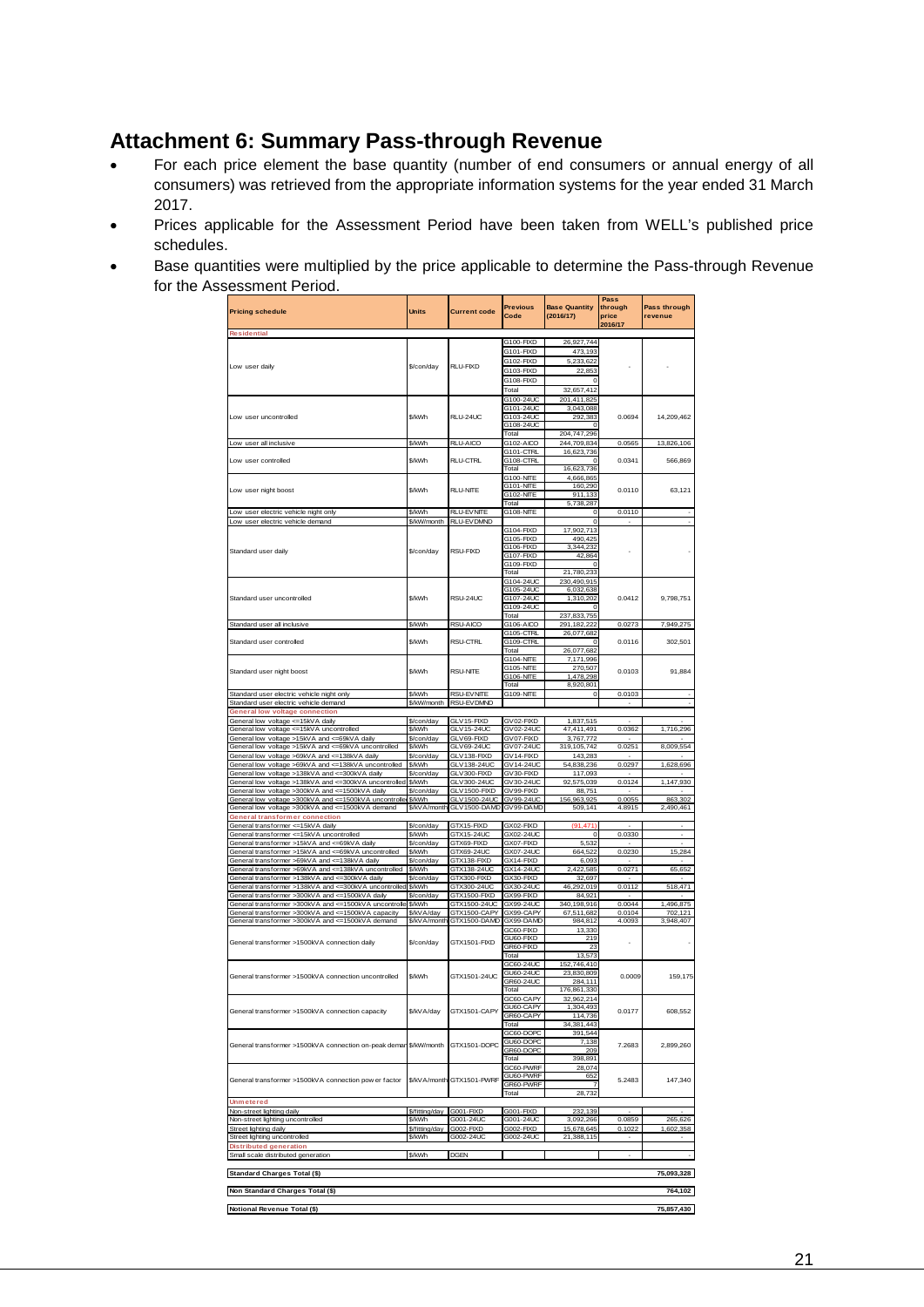# Attachment 6: Summary Pass-through Revenue

- For each price element the base quantity (number of end consumers or annual energy of all consumers) was retrieved from the appropriate information systems for the year ended 31 March 2017.
- Prices applicable for the Assessment Period have been taken from WELL's published price schedules.
- Base quantities were multiplied by the price applicable to determine the Pass-through Revenue for the Assessment Period.

| Pricing schedule | Units | Current code | Previous Code | Base Quantity (2016/17) | Pass through price 2016/17 | Pass through revenue |
|---|---|---|---|---|---|---|
| **Residential** | | | | | | |
| Low user daily | $/con/day | RLU-FIXD | G100-FIXD | 26,927,744 | - | - |
| | | | G101-FIXD | 473,193 | | |
| | | | G102-FIXD | 5,233,622 | | |
| | | | G103-FIXD | 22,853 | | |
| | | | G108-FIXD | 0 | | |
| | | | Total | 32,657,412 | | |
| Low user uncontrolled | $/kWh | RLU-24UC | G100-24UC | 201,411,825 | 0.0694 | 14,209,462 |
| | | | G101-24UC | 3,043,088 | | |
| | | | G103-24UC | 292,383 | | |
| | | | G108-24UC | 0 | | |
| | | | Total | 204,747,296 | | |
| Low user all inclusive | $/kWh | RLU-AICO | G102-AICO | 244,709,834 | 0.0565 | 13,826,106 |
| Low user controlled | $/kWh | RLU-CTRL | G101-CTRL | 16,623,736 | 0.0341 | 566,869 |
| | | | G108-CTRL | 0 | | |
| | | | Total | 16,623,736 | | |
| Low user night boost | $/kWh | RLU-NITE | G100-NITE | 4,666,865 | 0.0110 | 63,121 |
| | | | G101-NITE | 160,290 | | |
| | | | G102-NITE | 911,133 | | |
| | | | Total | 5,738,287 | | |
| Low user electric vehicle night only | $/kWh | RLU-EVNITE | G108-NITE | 0 | 0.0110 | - |
| Low user electric vehicle demand | $/kW/month | RLU-EVDMND | | 0 | - | - |
| Standard user daily | $/con/day | RSU-FIXD | G104-FIXD | 17,902,713 | - | - |
| | | | G105-FIXD | 490,425 | | |
| | | | G106-FIXD | 3,344,232 | | |
| | | | G107-FIXD | 42,864 | | |
| | | | G109-FIXD | 0 | | |
| | | | Total | 21,780,233 | | |
| Standard user uncontrolled | $/kWh | RSU-24UC | G104-24UC | 230,490,915 | 0.0412 | 9,798,751 |
| | | | G105-24UC | 6,032,638 | | |
| | | | G107-24UC | 1,310,202 | | |
| | | | G109-24UC | 0 | | |
| | | | Total | 237,833,755 | | |
| Standard user all inclusive | $/kWh | RSU-AICO | G106-AICO | 291,182,222 | 0.0273 | 7,949,275 |
| Standard user controlled | $/kWh | RSU-CTRL | G105-CTRL | 26,077,682 | 0.0116 | 302,501 |
| | | | G109-CTRL | 0 | | |
| | | | Total | 26,077,682 | | |
| Standard user night boost | $/kWh | RSU-NITE | G104-NITE | 7,171,996 | 0.0103 | 91,884 |
| | | | G105-NITE | 270,507 | | |
| | | | G106-NITE | 1,478,298 | | |
| | | | Total | 8,920,801 | | |
| Standard user electric vehicle night only | $/kWh | RSU-EVNITE | G109-NITE | 0 | 0.0103 | - |
| Standard user electric vehicle demand | $/kW/month | RSU-EVDMND | | | - | - |
| **General low voltage connection** | | | | | | |
| General low voltage <=15kVA daily | $/con/day | GLV15-FIXD | GV02-FIXD | 1,837,515 | - | - |
| General low voltage <=15kVA uncontrolled | $/kWh | GLV15-24UC | GV02-24UC | 47,411,491 | 0.0362 | 1,716,296 |
| General low voltage >15kVA and <=69kVA daily | $/con/day | GLV69-FIXD | GV07-FIXD | 3,767,772 | - | - |
| General low voltage >15kVA and <=69kVA uncontrolled | $/kWh | GLV69-24UC | GV07-24UC | 319,105,742 | 0.0251 | 8,009,554 |
| General low voltage >69kVA and <=138kVA daily | $/con/day | GLV138-FIXD | GV14-FIXD | 143,283 | - | - |
| General low voltage >69kVA and <=138kVA uncontrolled | $/kWh | GLV138-24UC | GV14-24UC | 54,838,236 | 0.0297 | 1,628,696 |
| General low voltage >138kVA and <=300kVA daily | $/con/day | GLV300-FIXD | GV30-FIXD | 117,093 | - | - |
| General low voltage >138kVA and <=300kVA uncontrolled | $/kWh | GLV300-24UC | GV30-24UC | 92,575,039 | 0.0124 | 1,147,930 |
| General low voltage >300kVA and <=1500kVA daily | $/con/day | GLV1500-FIXD | GV99-FIXD | 88,751 | - | - |
| General low voltage >300kVA and <=1500kVA uncontrolled | $/kWh | GLV1500-24UC | GV99-24UC | 156,963,925 | 0.0055 | 863,302 |
| General low voltage >300kVA and <=1500kVA demand | $/kVA/month | GLV1500-DAMD | GV99-DAMD | 509,141 | 4.8915 | 2,490,461 |
| **General transformer connection** | | | | | | |
| General transformer <=15kVA daily | $/con/day | GTX15-FIXD | GX02-FIXD | (91,471) | - | - |
| General transformer <=15kVA uncontrolled | $/kWh | GTX15-24UC | GX02-24UC | 0 | 0.0330 | - |
| General transformer >15kVA and <=69kVA daily | $/con/day | GTX69-FIXD | GX07-FIXD | 5,532 | - | - |
| General transformer >15kVA and <=69kVA uncontrolled | $/kWh | GTX69-24UC | GX07-24UC | 664,522 | 0.0230 | 15,284 |
| General transformer >69kVA and <=138kVA daily | $/con/day | GTX138-FIXD | GX14-FIXD | 6,093 | - | - |
| General transformer >69kVA and <=138kVA uncontrolled | $/kWh | GTX138-24UC | GX14-24UC | 2,422,585 | 0.0271 | 65,652 |
| General transformer >138kVA and <=300kVA daily | $/con/day | GTX300-FIXD | GX30-FIXD | 32,697 | - | - |
| General transformer >138kVA and <=300kVA uncontrolled | $/kWh | GTX300-24UC | GX30-24UC | 46,292,019 | 0.0112 | 518,471 |
| General transformer >300kVA and <=1500kVA daily | $/con/day | GTX1500-FIXD | GX99-FIXD | 84,921 | - | - |
| General transformer >300kVA and <=1500kVA uncontrolled | $/kWh | GTX1500-24UC | GX99-24UC | 340,198,916 | 0.0044 | 1,496,875 |
| General transformer >300kVA and <=1500kVA capacity | $/kVA/day | GTX1500-CAPY | GX99-CAPY | 67,511,682 | 0.0104 | 702,121 |
| General transformer >300kVA and <=1500kVA demand | $/kVA/month | GTX1500-DAMD | GX99-DAMD | 984,812 | 4.0093 | 3,948,407 |
| General transformer >1500kVA connection daily | $/con/day | GTX1501-FIXD | GC60-FIXD | 13,330 | - | - |
| | | | GU60-FIXD | 219 | | |
| | | | GR60-FIXD | 23 | | |
| | | | Total | 13,573 | | |
| General transformer >1500kVA connection uncontrolled | $/kWh | GTX1501-24UC | GC60-24UC | 152,746,410 | 0.0009 | 159,175 |
| | | | GU60-24UC | 23,830,809 | | |
| | | | GR60-24UC | 284,111 | | |
| | | | Total | 176,861,330 | | |
| General transformer >1500kVA connection capacity | $/kVA/day | GTX1501-CAPY | GC60-CAPY | 32,962,214 | 0.0177 | 608,552 |
| | | | GU60-CAPY | 1,304,493 | | |
| | | | GR60-CAPY | 114,736 | | |
| | | | Total | 34,381,443 | | |
| General transformer >1500kVA connection on-peak demand | $/kW/month | GTX1501-DOPC | GC60-DOPC | 391,544 | 7.2683 | 2,899,260 |
| | | | GU60-DOPC | 7,138 | | |
| | | | GR60-DOPC | 209 | | |
| | | | Total | 398,891 | | |
| General transformer >1500kVA connection power factor | $/kVA/month | GTX1501-PWRF | GC60-PWRF | 28,074 | 5.2483 | 147,340 |
| | | | GU60-PWRF | 652 | | |
| | | | GR60-PWRF | 7 | | |
| | | | Total | 28,732 | | |
| **Unmetered** | | | | | | |
| Non-street lighting daily | $/fitting/day | G001-FIXD | G001-FIXD | 232,139 | - | - |
| Non-street lighting uncontrolled | $/kWh | G001-24UC | G001-24UC | 3,092,266 | 0.0859 | 265,626 |
| Street lighting daily | $/fitting/day | G002-FIXD | G002-FIXD | 15,678,645 | 0.1022 | 1,602,358 |
| Street lighting uncontrolled | $/kWh | G002-24UC | G002-24UC | 21,388,115 | - | - |
| **Distributed generation** | | | | | | |
| Small scale distributed generation | $/kWh | DGEN | | | - | - |
| **Standard Charges Total ($)** | | | | | | **75,093,328** |
| **Non Standard Charges Total ($)** | | | | | | **764,102** |
| **Notional Revenue Total ($)** | | | | | | **75,857,430** |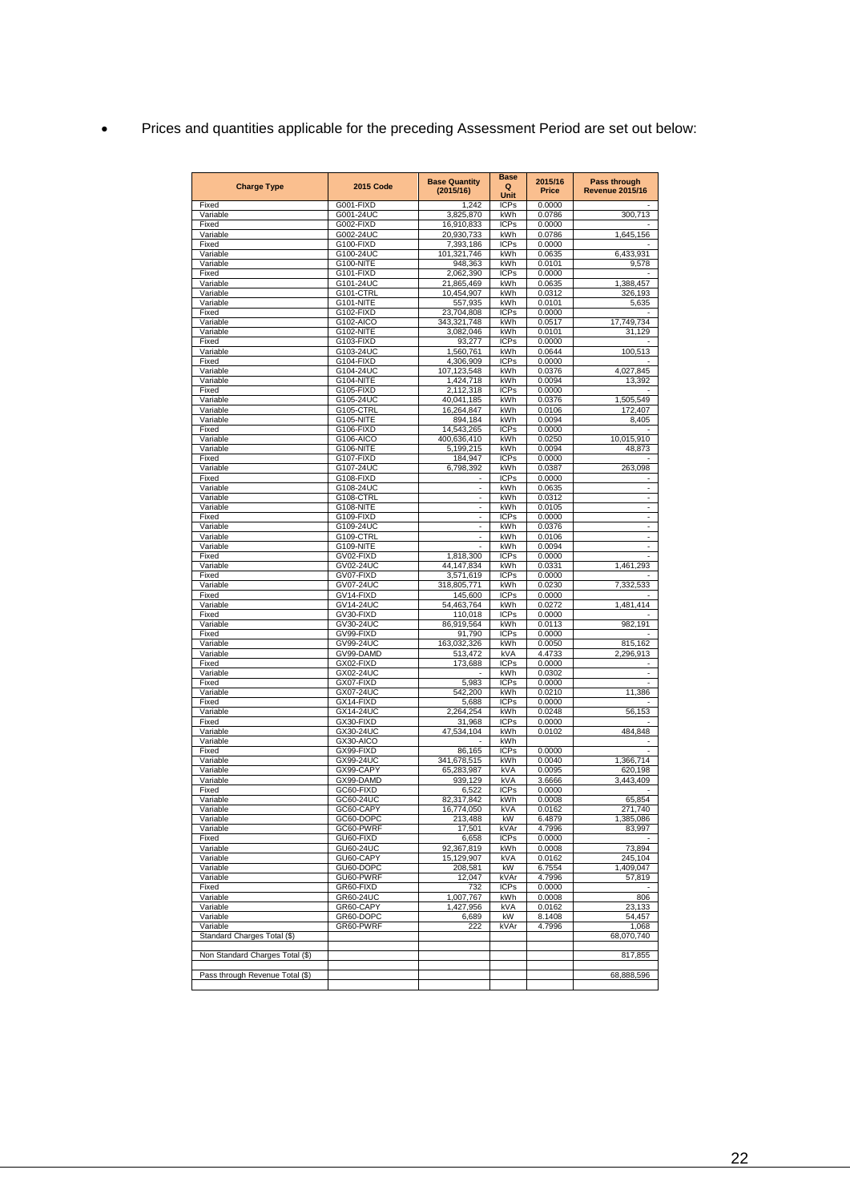- Prices and quantities applicable for the preceding Assessment Period are set out below:

| Charge Type | 2015 Code | Base Quantity (2015/16) | Base Q Unit | 2015/16 Price | Pass through Revenue 2015/16 |
|---|---|---|---|---|---|
| Fixed | G001-FIXD | 1,242 | ICPs | 0.0000 | - |
| Variable | G001-24UC | 3,825,870 | kWh | 0.0786 | 300,713 |
| Fixed | G002-FIXD | 16,910,833 | ICPs | 0.0000 | - |
| Variable | G002-24UC | 20,930,733 | kWh | 0.0786 | 1,645,156 |
| Fixed | G100-FIXD | 7,393,186 | ICPs | 0.0000 | - |
| Variable | G100-24UC | 101,321,746 | kWh | 0.0635 | 6,433,931 |
| Variable | G100-NITE | 948,363 | kWh | 0.0101 | 9,578 |
| Fixed | G101-FIXD | 2,062,390 | ICPs | 0.0000 | - |
| Variable | G101-24UC | 21,865,469 | kWh | 0.0635 | 1,388,457 |
| Variable | G101-CTRL | 10,454,907 | kWh | 0.0312 | 326,193 |
| Variable | G101-NITE | 557,935 | kWh | 0.0101 | 5,635 |
| Fixed | G102-FIXD | 23,704,808 | ICPs | 0.0000 | - |
| Variable | G102-AICO | 343,321,748 | kWh | 0.0517 | 17,749,734 |
| Variable | G102-NITE | 3,082,046 | kWh | 0.0101 | 31,129 |
| Fixed | G103-FIXD | 93,277 | ICPs | 0.0000 | - |
| Variable | G103-24UC | 1,560,761 | kWh | 0.0644 | 100,513 |
| Fixed | G104-FIXD | 4,306,909 | ICPs | 0.0000 | - |
| Variable | G104-24UC | 107,123,548 | kWh | 0.0376 | 4,027,845 |
| Variable | G104-NITE | 1,424,718 | kWh | 0.0094 | 13,392 |
| Fixed | G105-FIXD | 2,112,318 | ICPs | 0.0000 | - |
| Variable | G105-24UC | 40,041,185 | kWh | 0.0376 | 1,505,549 |
| Variable | G105-CTRL | 16,264,847 | kWh | 0.0106 | 172,407 |
| Variable | G105-NITE | 894,184 | kWh | 0.0094 | 8,405 |
| Fixed | G106-FIXD | 14,543,265 | ICPs | 0.0000 | - |
| Variable | G106-AICO | 400,636,410 | kWh | 0.0250 | 10,015,910 |
| Variable | G106-NITE | 5,199,215 | kWh | 0.0094 | 48,873 |
| Fixed | G107-FIXD | 184,947 | ICPs | 0.0000 | - |
| Variable | G107-24UC | 6,798,392 | kWh | 0.0387 | 263,098 |
| Fixed | G108-FIXD | - | ICPs | 0.0000 | - |
| Variable | G108-24UC | - | kWh | 0.0635 | - |
| Variable | G108-CTRL | - | kWh | 0.0312 | - |
| Variable | G108-NITE | - | kWh | 0.0105 | - |
| Fixed | G109-FIXD | - | ICPs | 0.0000 | - |
| Variable | G109-24UC | - | kWh | 0.0376 | - |
| Variable | G109-CTRL | - | kWh | 0.0106 | - |
| Variable | G109-NITE | - | kWh | 0.0094 | - |
| Fixed | GV02-FIXD | 1,818,300 | ICPs | 0.0000 | - |
| Variable | GV02-24UC | 44,147,834 | kWh | 0.0331 | 1,461,293 |
| Fixed | GV07-FIXD | 3,571,619 | ICPs | 0.0000 | - |
| Variable | GV07-24UC | 318,805,771 | kWh | 0.0230 | 7,332,533 |
| Fixed | GV14-FIXD | 145,600 | ICPs | 0.0000 | - |
| Variable | GV14-24UC | 54,463,764 | kWh | 0.0272 | 1,481,414 |
| Fixed | GV30-FIXD | 110,018 | ICPs | 0.0000 | - |
| Variable | GV30-24UC | 86,919,564 | kWh | 0.0113 | 982,191 |
| Fixed | GV99-FIXD | 91,790 | ICPs | 0.0000 | - |
| Variable | GV99-24UC | 163,032,326 | kWh | 0.0050 | 815,162 |
| Variable | GV99-DAMD | 513,472 | kVA | 4.4733 | 2,296,913 |
| Fixed | GX02-FIXD | 173,688 | ICPs | 0.0000 | - |
| Variable | GX02-24UC | - | kWh | 0.0302 | - |
| Fixed | GX07-FIXD | 5,983 | ICPs | 0.0000 | - |
| Variable | GX07-24UC | 542,200 | kWh | 0.0210 | 11,386 |
| Fixed | GX14-FIXD | 5,688 | ICPs | 0.0000 | - |
| Variable | GX14-24UC | 2,264,254 | kWh | 0.0248 | 56,153 |
| Fixed | GX30-FIXD | 31,968 | ICPs | 0.0000 | - |
| Variable | GX30-24UC | 47,534,104 | kWh | 0.0102 | 484,848 |
| Variable | GX30-AICO | - | kWh | | - |
| Fixed | GX99-FIXD | 86,165 | ICPs | 0.0000 | - |
| Variable | GX99-24UC | 341,678,515 | kWh | 0.0040 | 1,366,714 |
| Variable | GX99-CAPY | 65,283,987 | kVA | 0.0095 | 620,198 |
| Variable | GX99-DAMD | 939,129 | kVA | 3.6666 | 3,443,409 |
| Fixed | GC60-FIXD | 6,522 | ICPs | 0.0000 | - |
| Variable | GC60-24UC | 82,317,842 | kWh | 0.0008 | 65,854 |
| Variable | GC60-CAPY | 16,774,050 | kVA | 0.0162 | 271,740 |
| Variable | GC60-DOPC | 213,488 | kW | 6.4879 | 1,385,086 |
| Variable | GC60-PWRF | 17,501 | kVAr | 4.7996 | 83,997 |
| Fixed | GU60-FIXD | 6,658 | ICPs | 0.0000 | - |
| Variable | GU60-24UC | 92,367,819 | kWh | 0.0008 | 73,894 |
| Variable | GU60-CAPY | 15,129,907 | kVA | 0.0162 | 245,104 |
| Variable | GU60-DOPC | 208,581 | kW | 6.7554 | 1,409,047 |
| Variable | GU60-PWRF | 12,047 | kVAr | 4.7996 | 57,819 |
| Fixed | GR60-FIXD | 732 | ICPs | 0.0000 | - |
| Variable | GR60-24UC | 1,007,767 | kWh | 0.0008 | 806 |
| Variable | GR60-CAPY | 1,427,956 | kVA | 0.0162 | 23,133 |
| Variable | GR60-DOPC | 6,689 | kW | 8.1408 | 54,457 |
| Variable | GR60-PWRF | 222 | kVAr | 4.7996 | 1,068 |
| Standard Charges Total ($) | | | | | 68,070,740 |
| | | | | | |
| Non Standard Charges Total ($) | | | | | 817,855 |
| | | | | | |
| Pass through Revenue Total ($) | | | | | 68,888,596 |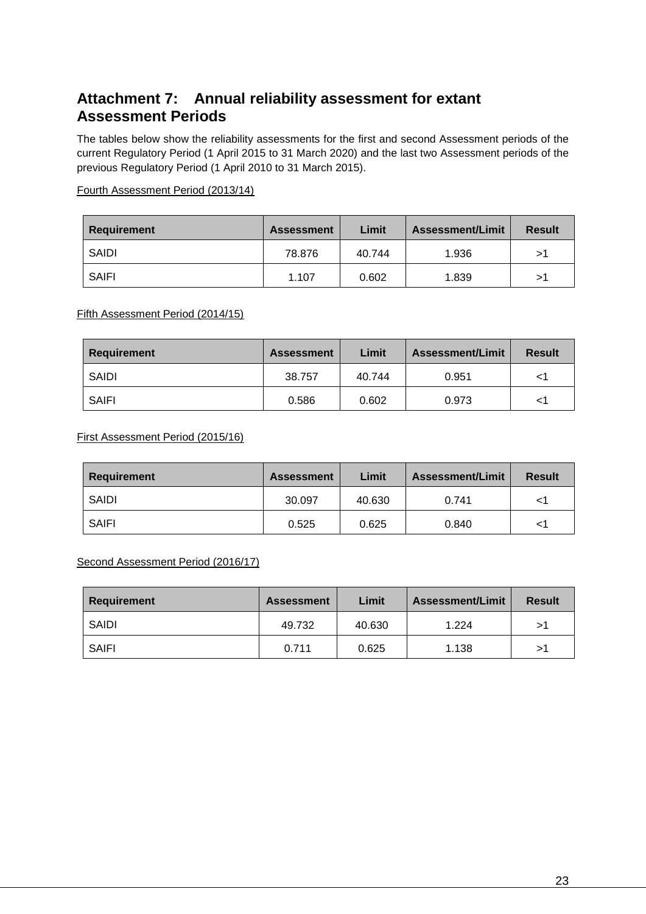## Attachment 7: Annual reliability assessment for extant Assessment Periods

The tables below show the reliability assessments for the first and second Assessment periods of the current Regulatory Period (1 April 2015 to 31 March 2020) and the last two Assessment periods of the previous Regulatory Period (1 April 2010 to 31 March 2015).

Fourth Assessment Period (2013/14)

| Requirement | Assessment | Limit | Assessment/Limit | Result |
|---|---|---|---|---|
| SAIDI | 78.876 | 40.744 | 1.936 | >1 |
| SAIFI | 1.107 | 0.602 | 1.839 | >1 |

Fifth Assessment Period (2014/15)

| Requirement | Assessment | Limit | Assessment/Limit | Result |
|---|---|---|---|---|
| SAIDI | 38.757 | 40.744 | 0.951 | <1 |
| SAIFI | 0.586 | 0.602 | 0.973 | <1 |

First Assessment Period (2015/16)

| Requirement | Assessment | Limit | Assessment/Limit | Result |
|---|---|---|---|---|
| SAIDI | 30.097 | 40.630 | 0.741 | <1 |
| SAIFI | 0.525 | 0.625 | 0.840 | <1 |

Second Assessment Period (2016/17)

| Requirement | Assessment | Limit | Assessment/Limit | Result |
|---|---|---|---|---|
| SAIDI | 49.732 | 40.630 | 1.224 | >1 |
| SAIFI | 0.711 | 0.625 | 1.138 | >1 |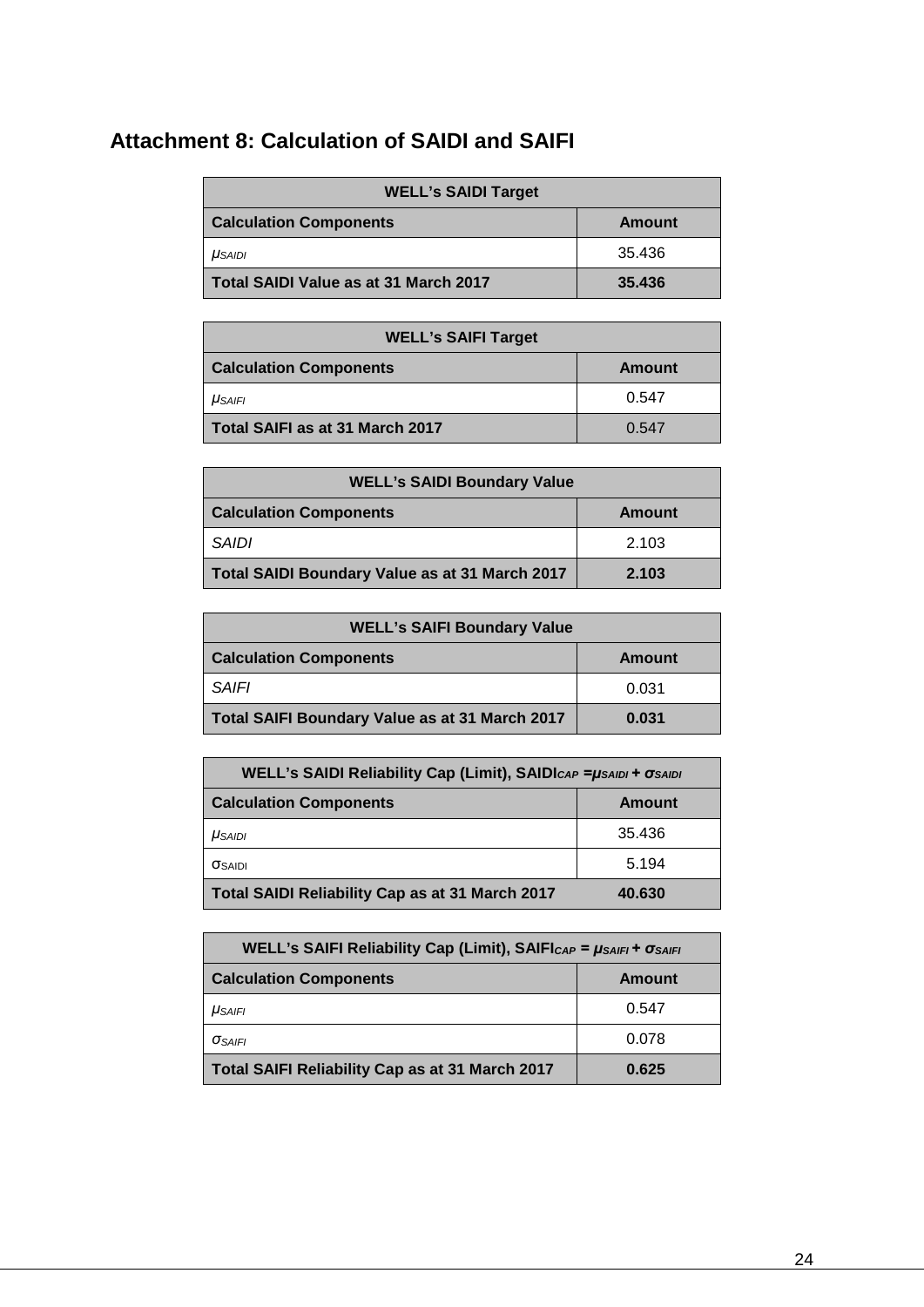# Attachment 8: Calculation of SAIDI and SAIFI

| **WELL's SAIDI Target** | |
|---|---|
| **Calculation Components** | **Amount** |
| $\mu_{SAIDI}$ | 35.436 |
| **Total SAIDI Value as at 31 March 2017** | **35.436** |

| **WELL's SAIFI Target** | |
|---|---|
| **Calculation Components** | **Amount** |
| $\mu_{SAIFI}$ | 0.547 |
| **Total SAIFI as at 31 March 2017** | 0.547 |

| **WELL's SAIDI Boundary Value** | |
|---|---|
| **Calculation Components** | **Amount** |
| *SAIDI* | 2.103 |
| **Total SAIDI Boundary Value as at 31 March 2017** | **2.103** |

| **WELL's SAIFI Boundary Value** | |
|---|---|
| **Calculation Components** | **Amount** |
| *SAIFI* | 0.031 |
| **Total SAIFI Boundary Value as at 31 March 2017** | **0.031** |

| **WELL's SAIDI Reliability Cap (Limit), $SAIDI_{CAP} = \mu_{SAIDI} + \sigma_{SAIDI}$** | |
|---|---|
| **Calculation Components** | **Amount** |
| $\mu_{SAIDI}$ | 35.436 |
| $\sigma_{SAIDI}$ | 5.194 |
| **Total SAIDI Reliability Cap as at 31 March 2017** | **40.630** |

| **WELL's SAIFI Reliability Cap (Limit), $SAIFI_{CAP} = \mu_{SAIFI} + \sigma_{SAIFI}$** | |
|---|---|
| **Calculation Components** | **Amount** |
| $\mu_{SAIFI}$ | 0.547 |
| $\sigma_{SAIFI}$ | 0.078 |
| **Total SAIFI Reliability Cap as at 31 March 2017** | **0.625** |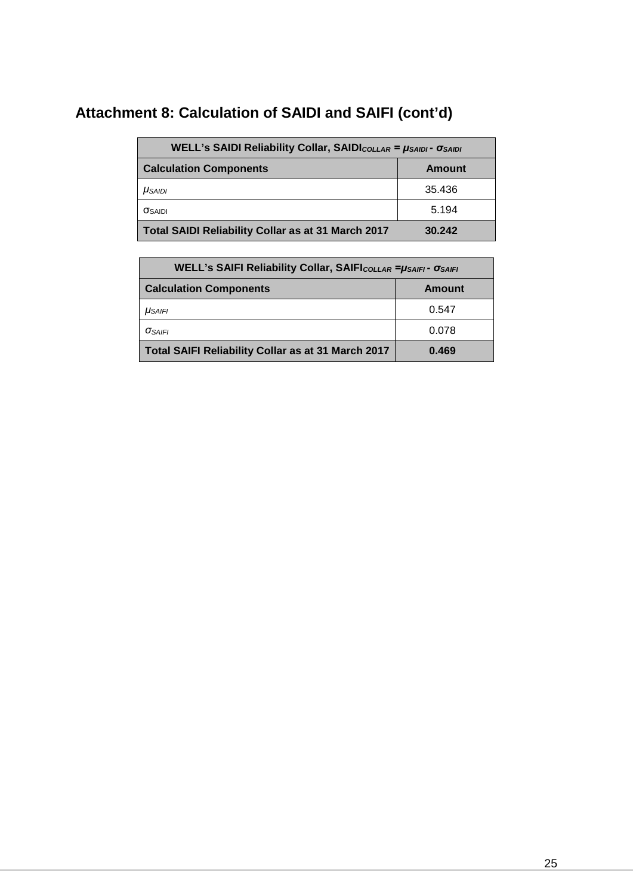## Attachment 8: Calculation of SAIDI and SAIFI (cont'd)

| WELL's SAIDI Reliability Collar, $SAIDI_{COLLAR} = \mu_{SAIDI} - \sigma_{SAIDI}$ | |
|---|---|
| **Calculation Components** | **Amount** |
| $\mu_{SAIDI}$ | 35.436 |
| $\sigma_{SAIDI}$ | 5.194 |
| **Total SAIDI Reliability Collar as at 31 March 2017** | **30.242** |

| WELL's SAIFI Reliability Collar, $SAIFI_{COLLAR} = \mu_{SAIFI} - \sigma_{SAIFI}$ | |
|---|---|
| **Calculation Components** | **Amount** |
| $\mu_{SAIFI}$ | 0.547 |
| $\sigma_{SAIFI}$ | 0.078 |
| **Total SAIFI Reliability Collar as at 31 March 2017** | **0.469** |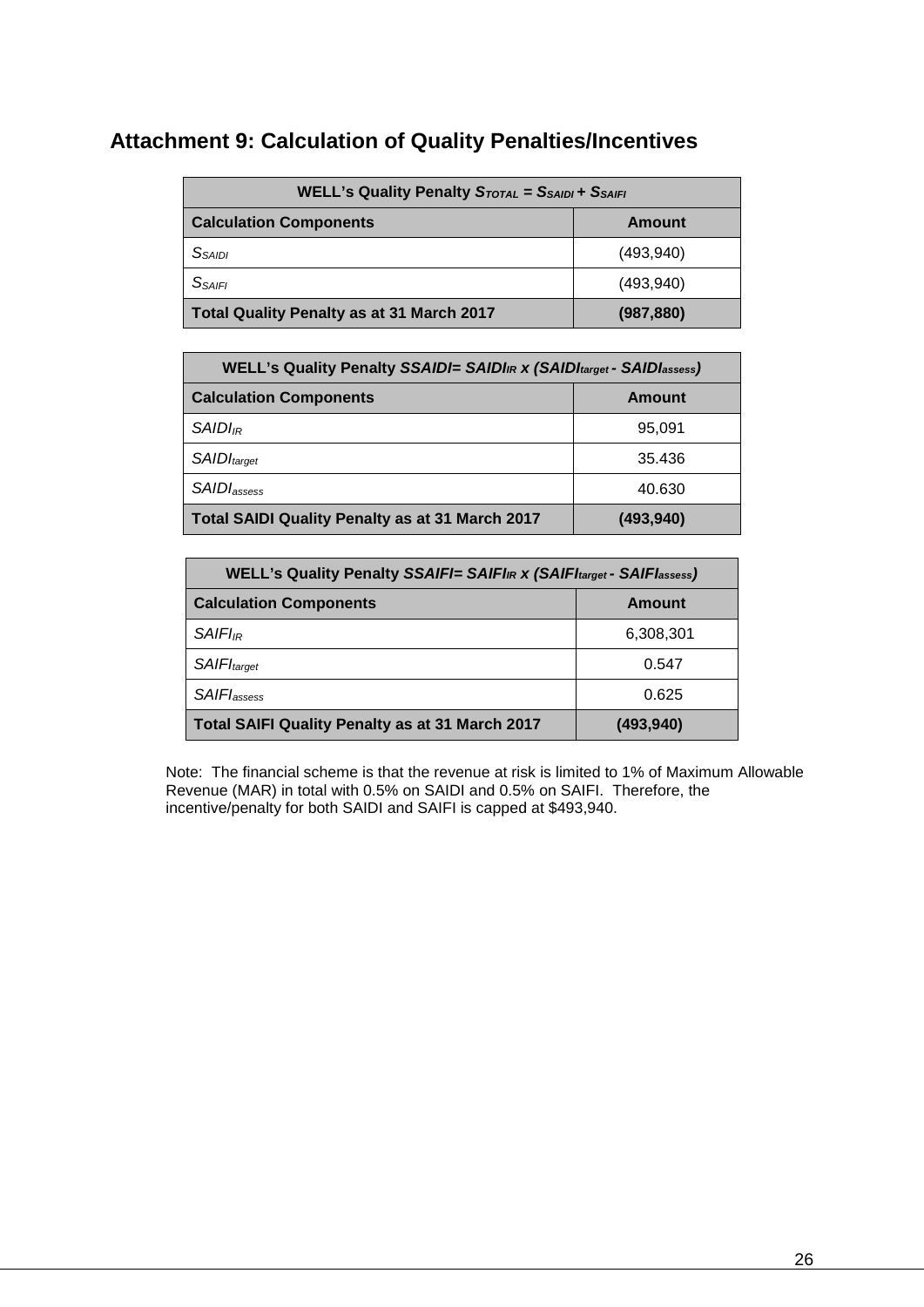## Attachment 9: Calculation of Quality Penalties/Incentives

| WELL's Quality Penalty $S_{TOTAL} = S_{SAIDI} + S_{SAIFI}$ | |
|---|---|
| **Calculation Components** | **Amount** |
| $S_{SAIDI}$ | (493,940) |
| $S_{SAIFI}$ | (493,940) |
| **Total Quality Penalty as at 31 March 2017** | **(987,880)** |

| WELL's Quality Penalty $SSAIDI = SAIDI_{IR} \times (SAIDI_{target} - SAIDI_{assess})$ | |
|---|---|
| **Calculation Components** | **Amount** |
| $SAIDI_{IR}$ | 95,091 |
| $SAIDI_{target}$ | 35.436 |
| $SAIDI_{assess}$ | 40.630 |
| **Total SAIDI Quality Penalty as at 31 March 2017** | **(493,940)** |

| WELL's Quality Penalty $SSAIFI = SAIFI_{IR} \times (SAIFI_{target} - SAIFI_{assess})$ | |
|---|---|
| **Calculation Components** | **Amount** |
| $SAIFI_{IR}$ | 6,308,301 |
| $SAIFI_{target}$ | 0.547 |
| $SAIFI_{assess}$ | 0.625 |
| **Total SAIFI Quality Penalty as at 31 March 2017** | **(493,940)** |

Note: The financial scheme is that the revenue at risk is limited to 1% of Maximum Allowable Revenue (MAR) in total with 0.5% on SAIDI and 0.5% on SAIFI. Therefore, the incentive/penalty for both SAIDI and SAIFI is capped at $493,940.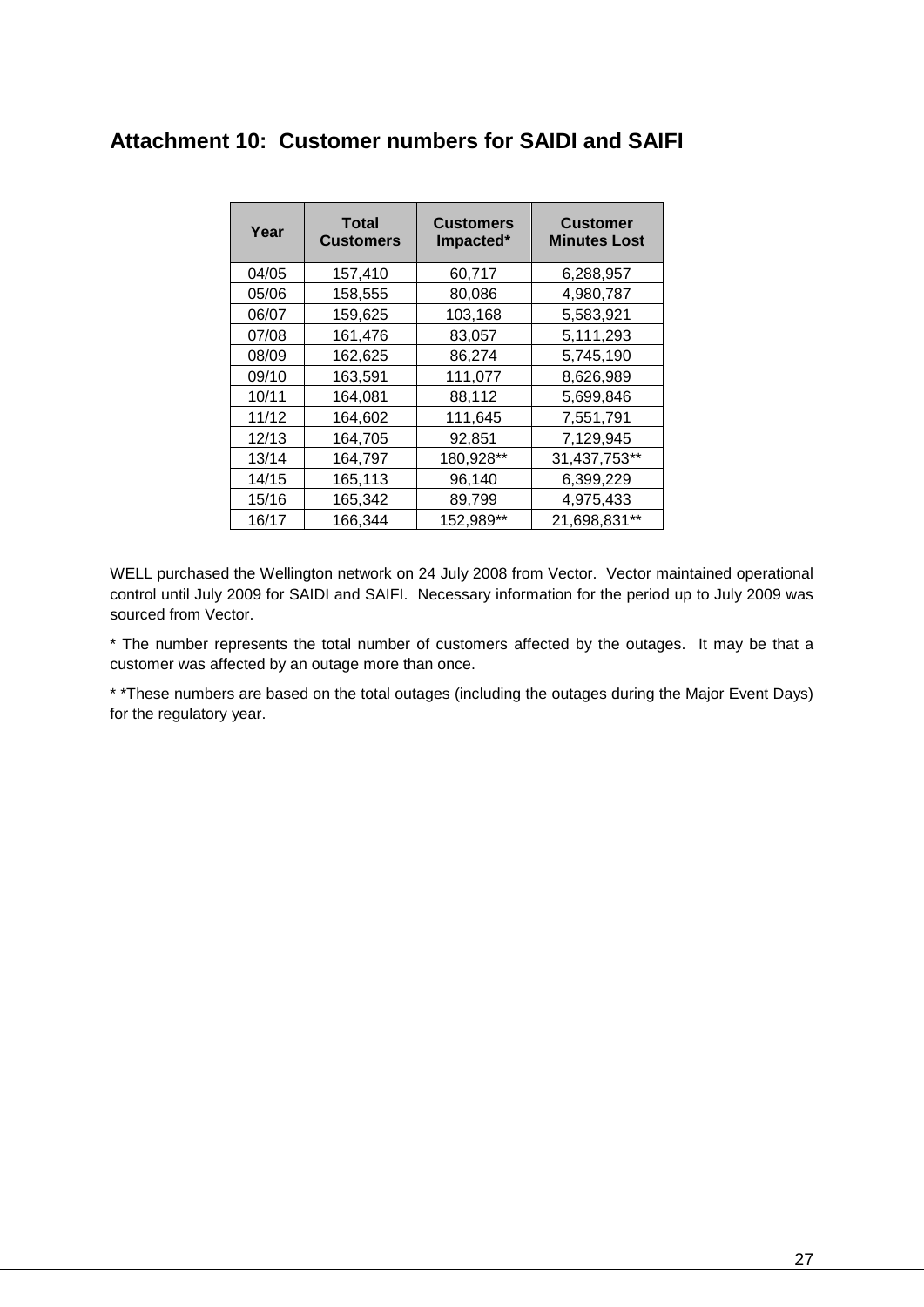## Attachment 10: Customer numbers for SAIDI and SAIFI

| Year | Total Customers | Customers Impacted* | Customer Minutes Lost |
|---|---|---|---|
| 04/05 | 157,410 | 60,717 | 6,288,957 |
| 05/06 | 158,555 | 80,086 | 4,980,787 |
| 06/07 | 159,625 | 103,168 | 5,583,921 |
| 07/08 | 161,476 | 83,057 | 5,111,293 |
| 08/09 | 162,625 | 86,274 | 5,745,190 |
| 09/10 | 163,591 | 111,077 | 8,626,989 |
| 10/11 | 164,081 | 88,112 | 5,699,846 |
| 11/12 | 164,602 | 111,645 | 7,551,791 |
| 12/13 | 164,705 | 92,851 | 7,129,945 |
| 13/14 | 164,797 | 180,928** | 31,437,753** |
| 14/15 | 165,113 | 96,140 | 6,399,229 |
| 15/16 | 165,342 | 89,799 | 4,975,433 |
| 16/17 | 166,344 | 152,989** | 21,698,831** |

WELL purchased the Wellington network on 24 July 2008 from Vector. Vector maintained operational control until July 2009 for SAIDI and SAIFI. Necessary information for the period up to July 2009 was sourced from Vector.

* The number represents the total number of customers affected by the outages. It may be that a customer was affected by an outage more than once.

* *These numbers are based on the total outages (including the outages during the Major Event Days) for the regulatory year.